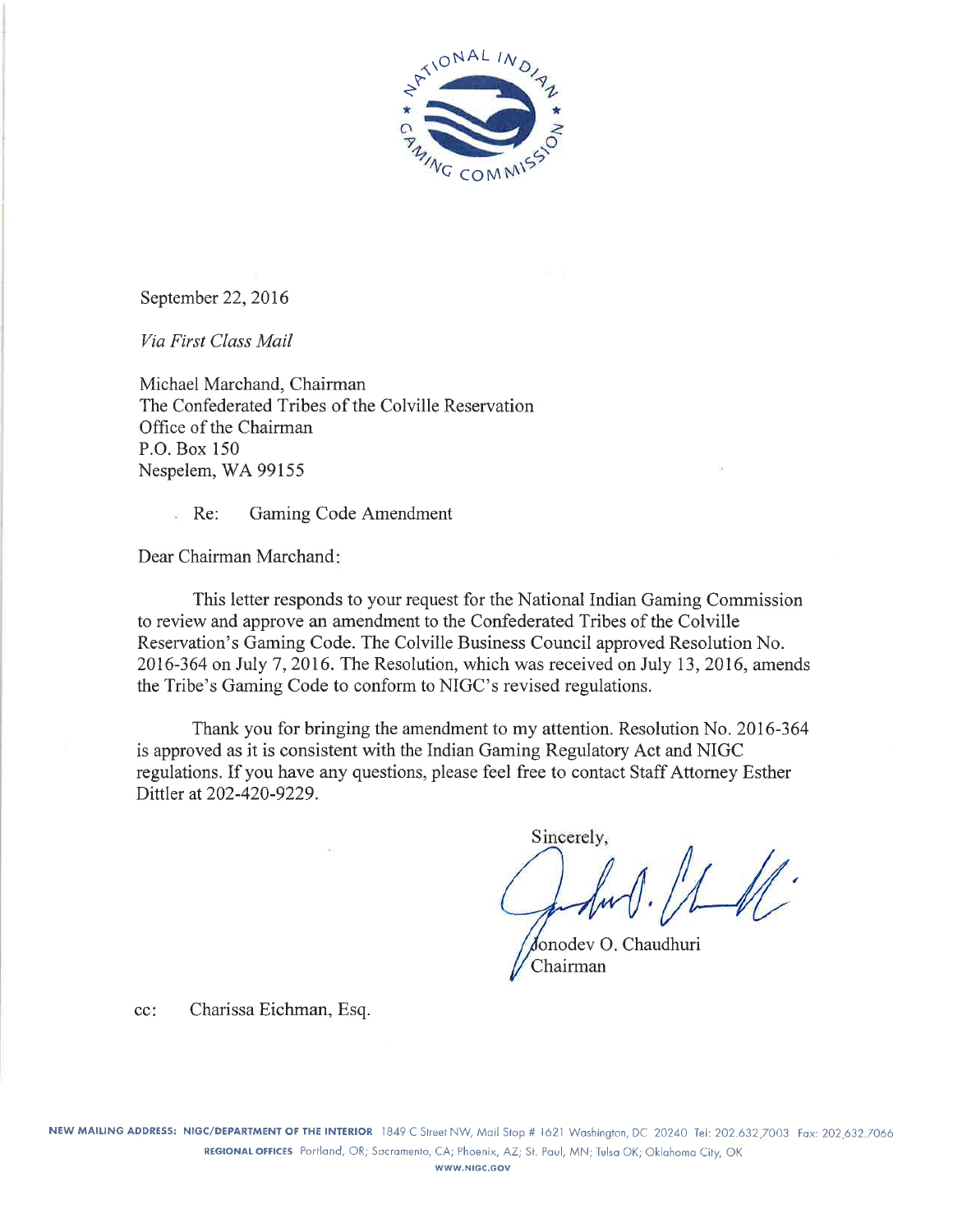September 22, 2016

*Via First Class Mail*

Michael Marchand, Chairman
The Confederated Tribes of the Colville Reservation
Office of the Chairman
P.O. Box 150
Nespelem, WA 99155

Re: Gaming Code Amendment

Dear Chairman Marchand:

This letter responds to your request for the National Indian Gaming Commission to review and approve an amendment to the Confederated Tribes of the Colville Reservation's Gaming Code. The Colville Business Council approved Resolution No. 2016-364 on July 7, 2016. The Resolution, which was received on July 13, 2016, amends the Tribe's Gaming Code to conform to NIGC's revised regulations.

Thank you for bringing the amendment to my attention. Resolution No. 2016-364 is approved as it is consistent with the Indian Gaming Regulatory Act and NIGC regulations. If you have any questions, please feel free to contact Staff Attorney Esther Dittler at 202-420-9229.

Sincerely,

Jonodev O. Chaudhuri
Chairman

cc: Charissa Eichman, Esq.

**NEW MAILING ADDRESS: NIGC/DEPARTMENT OF THE INTERIOR** 1849 C Street NW, Mail Stop # 1621 Washington, DC 20240 Tel: 202.632.7003 Fax: 202.632.7066
**REGIONAL OFFICES** Portland, OR; Sacramento, CA; Phoenix, AZ; St. Paul, MN; Tulsa OK; Oklahoma City, OK
**WWW.NIGC.GOV**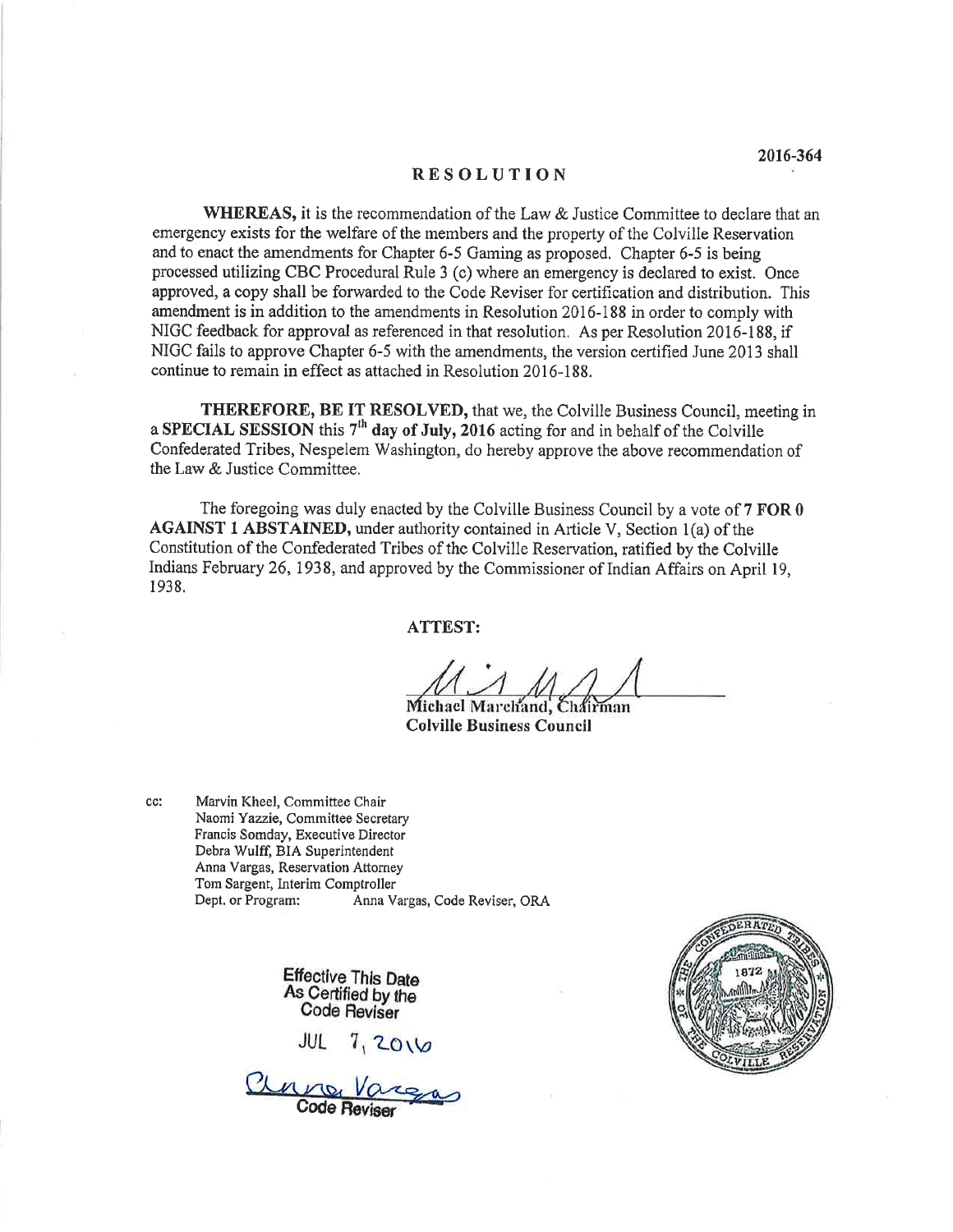2016-364

# RESOLUTION

**WHEREAS,** it is the recommendation of the Law & Justice Committee to declare that an emergency exists for the welfare of the members and the property of the Colville Reservation and to enact the amendments for Chapter 6-5 Gaming as proposed. Chapter 6-5 is being processed utilizing CBC Procedural Rule 3 (c) where an emergency is declared to exist. Once approved, a copy shall be forwarded to the Code Reviser for certification and distribution. This amendment is in addition to the amendments in Resolution 2016-188 in order to comply with NIGC feedback for approval as referenced in that resolution. As per Resolution 2016-188, if NIGC fails to approve Chapter 6-5 with the amendments, the version certified June 2013 shall continue to remain in effect as attached in Resolution 2016-188.

**THEREFORE, BE IT RESOLVED,** that we, the Colville Business Council, meeting in a **SPECIAL SESSION** this **7th day of July, 2016** acting for and in behalf of the Colville Confederated Tribes, Nespelem Washington, do hereby approve the above recommendation of the Law & Justice Committee.

The foregoing was duly enacted by the Colville Business Council by a vote of **7 FOR 0 AGAINST 1 ABSTAINED,** under authority contained in Article V, Section 1(a) of the Constitution of the Confederated Tribes of the Colville Reservation, ratified by the Colville Indians February 26, 1938, and approved by the Commissioner of Indian Affairs on April 19, 1938.

**ATTEST:**

Michael Marchand, Chairman
**Colville Business Council**

cc: Marvin Kheel, Committee Chair
Naomi Yazzie, Committee Secretary
Francis Somday, Executive Director
Debra Wulff, BIA Superintendent
Anna Vargas, Reservation Attorney
Tom Sargent, Interim Comptroller
Dept. or Program: Anna Vargas, Code Reviser, ORA

Effective This Date
As Certified by the
Code Reviser

JUL 7, 2016

Anna Vargas
Code Reviser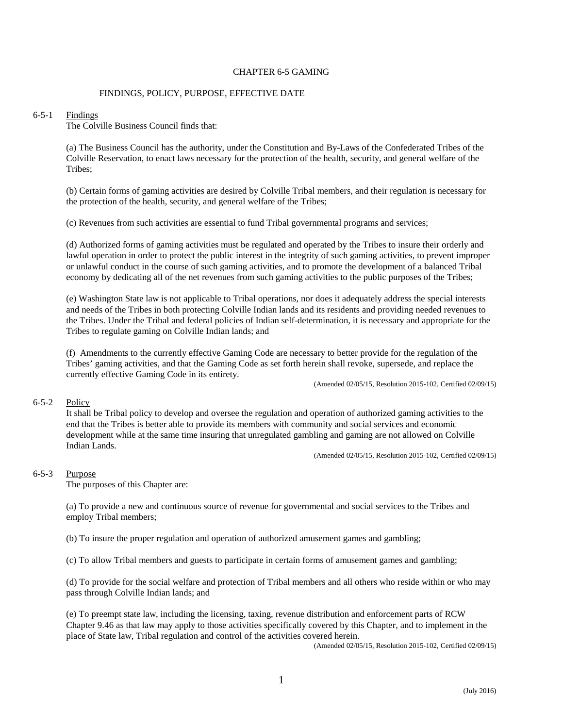# CHAPTER 6-5 GAMING

## FINDINGS, POLICY, PURPOSE, EFFECTIVE DATE

6-5-1 Findings

The Colville Business Council finds that:

(a) The Business Council has the authority, under the Constitution and By-Laws of the Confederated Tribes of the Colville Reservation, to enact laws necessary for the protection of the health, security, and general welfare of the Tribes;

(b) Certain forms of gaming activities are desired by Colville Tribal members, and their regulation is necessary for the protection of the health, security, and general welfare of the Tribes;

(c) Revenues from such activities are essential to fund Tribal governmental programs and services;

(d) Authorized forms of gaming activities must be regulated and operated by the Tribes to insure their orderly and lawful operation in order to protect the public interest in the integrity of such gaming activities, to prevent improper or unlawful conduct in the course of such gaming activities, and to promote the development of a balanced Tribal economy by dedicating all of the net revenues from such gaming activities to the public purposes of the Tribes;

(e) Washington State law is not applicable to Tribal operations, nor does it adequately address the special interests and needs of the Tribes in both protecting Colville Indian lands and its residents and providing needed revenues to the Tribes. Under the Tribal and federal policies of Indian self-determination, it is necessary and appropriate for the Tribes to regulate gaming on Colville Indian lands; and

(f) Amendments to the currently effective Gaming Code are necessary to better provide for the regulation of the Tribes' gaming activities, and that the Gaming Code as set forth herein shall revoke, supersede, and replace the currently effective Gaming Code in its entirety.

(Amended 02/05/15, Resolution 2015-102, Certified 02/09/15)

6-5-2 Policy

It shall be Tribal policy to develop and oversee the regulation and operation of authorized gaming activities to the end that the Tribes is better able to provide its members with community and social services and economic development while at the same time insuring that unregulated gambling and gaming are not allowed on Colville Indian Lands.

(Amended 02/05/15, Resolution 2015-102, Certified 02/09/15)

6-5-3 Purpose

The purposes of this Chapter are:

(a) To provide a new and continuous source of revenue for governmental and social services to the Tribes and employ Tribal members;

(b) To insure the proper regulation and operation of authorized amusement games and gambling;

(c) To allow Tribal members and guests to participate in certain forms of amusement games and gambling;

(d) To provide for the social welfare and protection of Tribal members and all others who reside within or who may pass through Colville Indian lands; and

(e) To preempt state law, including the licensing, taxing, revenue distribution and enforcement parts of RCW Chapter 9.46 as that law may apply to those activities specifically covered by this Chapter, and to implement in the place of State law, Tribal regulation and control of the activities covered herein.

(Amended 02/05/15, Resolution 2015-102, Certified 02/09/15)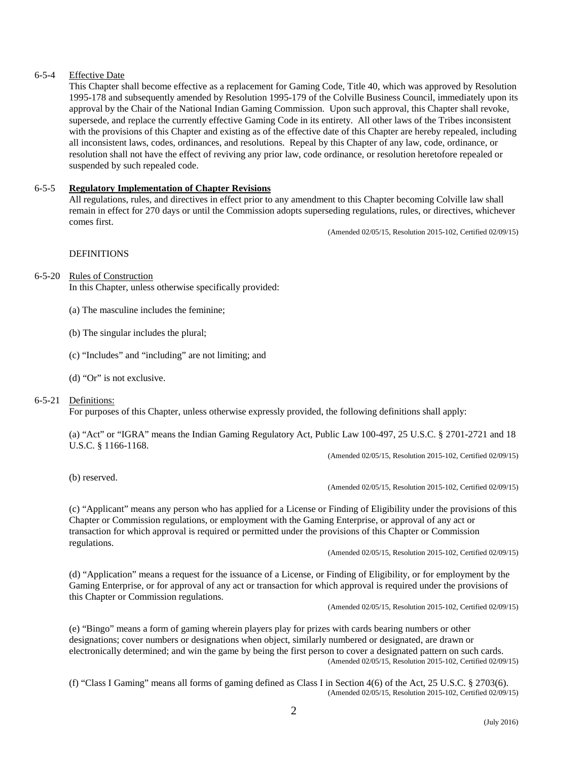6-5-4 Effective Date

This Chapter shall become effective as a replacement for Gaming Code, Title 40, which was approved by Resolution 1995-178 and subsequently amended by Resolution 1995-179 of the Colville Business Council, immediately upon its approval by the Chair of the National Indian Gaming Commission. Upon such approval, this Chapter shall revoke, supersede, and replace the currently effective Gaming Code in its entirety. All other laws of the Tribes inconsistent with the provisions of this Chapter and existing as of the effective date of this Chapter are hereby repealed, including all inconsistent laws, codes, ordinances, and resolutions. Repeal by this Chapter of any law, code, ordinance, or resolution shall not have the effect of reviving any prior law, code ordinance, or resolution heretofore repealed or suspended by such repealed code.

6-5-5 **Regulatory Implementation of Chapter Revisions**

All regulations, rules, and directives in effect prior to any amendment to this Chapter becoming Colville law shall remain in effect for 270 days or until the Commission adopts superseding regulations, rules, or directives, whichever comes first.

(Amended 02/05/15, Resolution 2015-102, Certified 02/09/15)

DEFINITIONS

6-5-20 Rules of Construction

In this Chapter, unless otherwise specifically provided:

(a) The masculine includes the feminine;

(b) The singular includes the plural;

(c) "Includes" and "including" are not limiting; and

(d) "Or" is not exclusive.

6-5-21 Definitions:

For purposes of this Chapter, unless otherwise expressly provided, the following definitions shall apply:

(a) "Act" or "IGRA" means the Indian Gaming Regulatory Act, Public Law 100-497, 25 U.S.C. § 2701-2721 and 18 U.S.C. § 1166-1168.

(Amended 02/05/15, Resolution 2015-102, Certified 02/09/15)

(b) reserved.

(Amended 02/05/15, Resolution 2015-102, Certified 02/09/15)

(c) "Applicant" means any person who has applied for a License or Finding of Eligibility under the provisions of this Chapter or Commission regulations, or employment with the Gaming Enterprise, or approval of any act or transaction for which approval is required or permitted under the provisions of this Chapter or Commission regulations.

(Amended 02/05/15, Resolution 2015-102, Certified 02/09/15)

(d) "Application" means a request for the issuance of a License, or Finding of Eligibility, or for employment by the Gaming Enterprise, or for approval of any act or transaction for which approval is required under the provisions of this Chapter or Commission regulations.

(Amended 02/05/15, Resolution 2015-102, Certified 02/09/15)

(e) "Bingo" means a form of gaming wherein players play for prizes with cards bearing numbers or other designations; cover numbers or designations when object, similarly numbered or designated, are drawn or electronically determined; and win the game by being the first person to cover a designated pattern on such cards.

(Amended 02/05/15, Resolution 2015-102, Certified 02/09/15)

(f) "Class I Gaming" means all forms of gaming defined as Class I in Section 4(6) of the Act, 25 U.S.C. § 2703(6).

(Amended 02/05/15, Resolution 2015-102, Certified 02/09/15)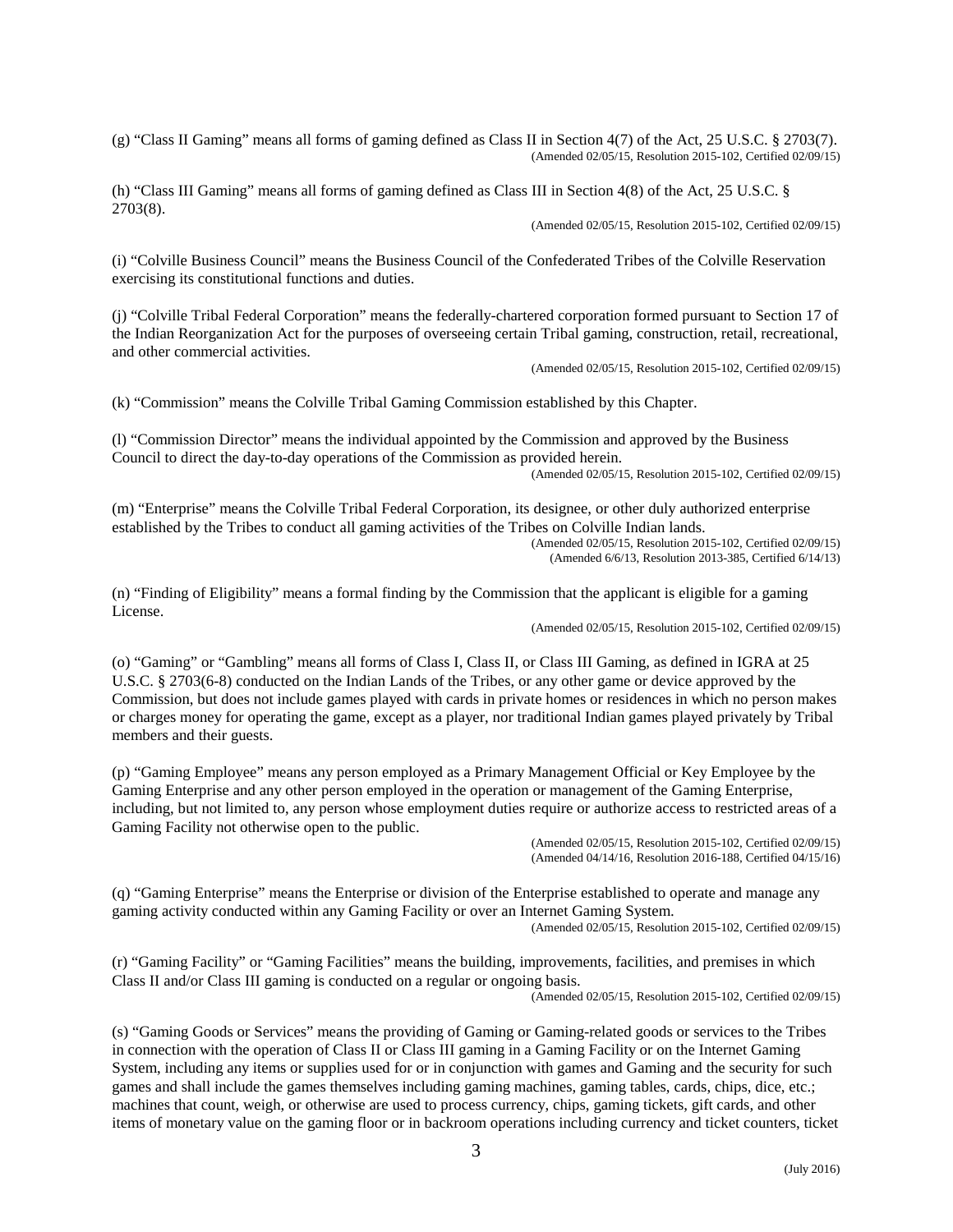(g) "Class II Gaming" means all forms of gaming defined as Class II in Section 4(7) of the Act, 25 U.S.C. § 2703(7).
(Amended 02/05/15, Resolution 2015-102, Certified 02/09/15)

(h) "Class III Gaming" means all forms of gaming defined as Class III in Section 4(8) of the Act, 25 U.S.C. § 2703(8).
(Amended 02/05/15, Resolution 2015-102, Certified 02/09/15)

(i) "Colville Business Council" means the Business Council of the Confederated Tribes of the Colville Reservation exercising its constitutional functions and duties.

(j) "Colville Tribal Federal Corporation" means the federally-chartered corporation formed pursuant to Section 17 of the Indian Reorganization Act for the purposes of overseeing certain Tribal gaming, construction, retail, recreational, and other commercial activities.
(Amended 02/05/15, Resolution 2015-102, Certified 02/09/15)

(k) "Commission" means the Colville Tribal Gaming Commission established by this Chapter.

(l) "Commission Director" means the individual appointed by the Commission and approved by the Business Council to direct the day-to-day operations of the Commission as provided herein.
(Amended 02/05/15, Resolution 2015-102, Certified 02/09/15)

(m) "Enterprise" means the Colville Tribal Federal Corporation, its designee, or other duly authorized enterprise established by the Tribes to conduct all gaming activities of the Tribes on Colville Indian lands.
(Amended 02/05/15, Resolution 2015-102, Certified 02/09/15)
(Amended 6/6/13, Resolution 2013-385, Certified 6/14/13)

(n) "Finding of Eligibility" means a formal finding by the Commission that the applicant is eligible for a gaming License.
(Amended 02/05/15, Resolution 2015-102, Certified 02/09/15)

(o) "Gaming" or "Gambling" means all forms of Class I, Class II, or Class III Gaming, as defined in IGRA at 25 U.S.C. § 2703(6-8) conducted on the Indian Lands of the Tribes, or any other game or device approved by the Commission, but does not include games played with cards in private homes or residences in which no person makes or charges money for operating the game, except as a player, nor traditional Indian games played privately by Tribal members and their guests.

(p) "Gaming Employee" means any person employed as a Primary Management Official or Key Employee by the Gaming Enterprise and any other person employed in the operation or management of the Gaming Enterprise, including, but not limited to, any person whose employment duties require or authorize access to restricted areas of a Gaming Facility not otherwise open to the public.
(Amended 02/05/15, Resolution 2015-102, Certified 02/09/15)
(Amended 04/14/16, Resolution 2016-188, Certified 04/15/16)

(q) "Gaming Enterprise" means the Enterprise or division of the Enterprise established to operate and manage any gaming activity conducted within any Gaming Facility or over an Internet Gaming System.
(Amended 02/05/15, Resolution 2015-102, Certified 02/09/15)

(r) "Gaming Facility" or "Gaming Facilities" means the building, improvements, facilities, and premises in which Class II and/or Class III gaming is conducted on a regular or ongoing basis.
(Amended 02/05/15, Resolution 2015-102, Certified 02/09/15)

(s) "Gaming Goods or Services" means the providing of Gaming or Gaming-related goods or services to the Tribes in connection with the operation of Class II or Class III gaming in a Gaming Facility or on the Internet Gaming System, including any items or supplies used for or in conjunction with games and Gaming and the security for such games and shall include the games themselves including gaming machines, gaming tables, cards, chips, dice, etc.; machines that count, weigh, or otherwise are used to process currency, chips, gaming tickets, gift cards, and other items of monetary value on the gaming floor or in backroom operations including currency and ticket counters, ticket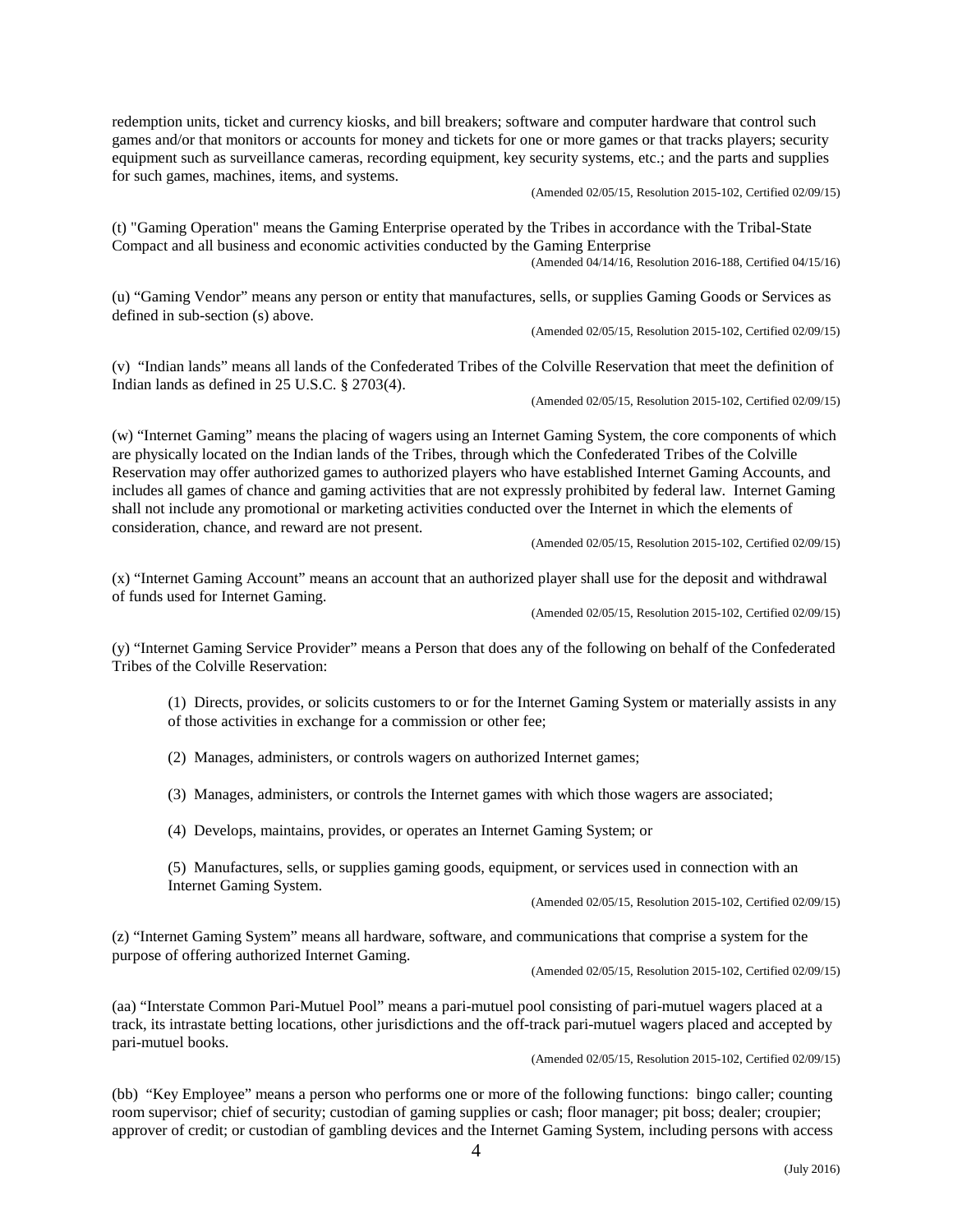redemption units, ticket and currency kiosks, and bill breakers; software and computer hardware that control such games and/or that monitors or accounts for money and tickets for one or more games or that tracks players; security equipment such as surveillance cameras, recording equipment, key security systems, etc.; and the parts and supplies for such games, machines, items, and systems.

(Amended 02/05/15, Resolution 2015-102, Certified 02/09/15)

(t) "Gaming Operation" means the Gaming Enterprise operated by the Tribes in accordance with the Tribal-State Compact and all business and economic activities conducted by the Gaming Enterprise

(Amended 04/14/16, Resolution 2016-188, Certified 04/15/16)

(u) "Gaming Vendor" means any person or entity that manufactures, sells, or supplies Gaming Goods or Services as defined in sub-section (s) above.

(Amended 02/05/15, Resolution 2015-102, Certified 02/09/15)

(v) "Indian lands" means all lands of the Confederated Tribes of the Colville Reservation that meet the definition of Indian lands as defined in 25 U.S.C. § 2703(4).

(Amended 02/05/15, Resolution 2015-102, Certified 02/09/15)

(w) "Internet Gaming" means the placing of wagers using an Internet Gaming System, the core components of which are physically located on the Indian lands of the Tribes, through which the Confederated Tribes of the Colville Reservation may offer authorized games to authorized players who have established Internet Gaming Accounts, and includes all games of chance and gaming activities that are not expressly prohibited by federal law. Internet Gaming shall not include any promotional or marketing activities conducted over the Internet in which the elements of consideration, chance, and reward are not present.

(Amended 02/05/15, Resolution 2015-102, Certified 02/09/15)

(x) "Internet Gaming Account" means an account that an authorized player shall use for the deposit and withdrawal of funds used for Internet Gaming.

(Amended 02/05/15, Resolution 2015-102, Certified 02/09/15)

(y) "Internet Gaming Service Provider" means a Person that does any of the following on behalf of the Confederated Tribes of the Colville Reservation:

(1) Directs, provides, or solicits customers to or for the Internet Gaming System or materially assists in any of those activities in exchange for a commission or other fee;

(2) Manages, administers, or controls wagers on authorized Internet games;

(3) Manages, administers, or controls the Internet games with which those wagers are associated;

(4) Develops, maintains, provides, or operates an Internet Gaming System; or

(5) Manufactures, sells, or supplies gaming goods, equipment, or services used in connection with an Internet Gaming System.

(Amended 02/05/15, Resolution 2015-102, Certified 02/09/15)

(z) "Internet Gaming System" means all hardware, software, and communications that comprise a system for the purpose of offering authorized Internet Gaming.

(Amended 02/05/15, Resolution 2015-102, Certified 02/09/15)

(aa) "Interstate Common Pari-Mutuel Pool" means a pari-mutuel pool consisting of pari-mutuel wagers placed at a track, its intrastate betting locations, other jurisdictions and the off-track pari-mutuel wagers placed and accepted by pari-mutuel books.

(Amended 02/05/15, Resolution 2015-102, Certified 02/09/15)

(bb) "Key Employee" means a person who performs one or more of the following functions: bingo caller; counting room supervisor; chief of security; custodian of gaming supplies or cash; floor manager; pit boss; dealer; croupier; approver of credit; or custodian of gambling devices and the Internet Gaming System, including persons with access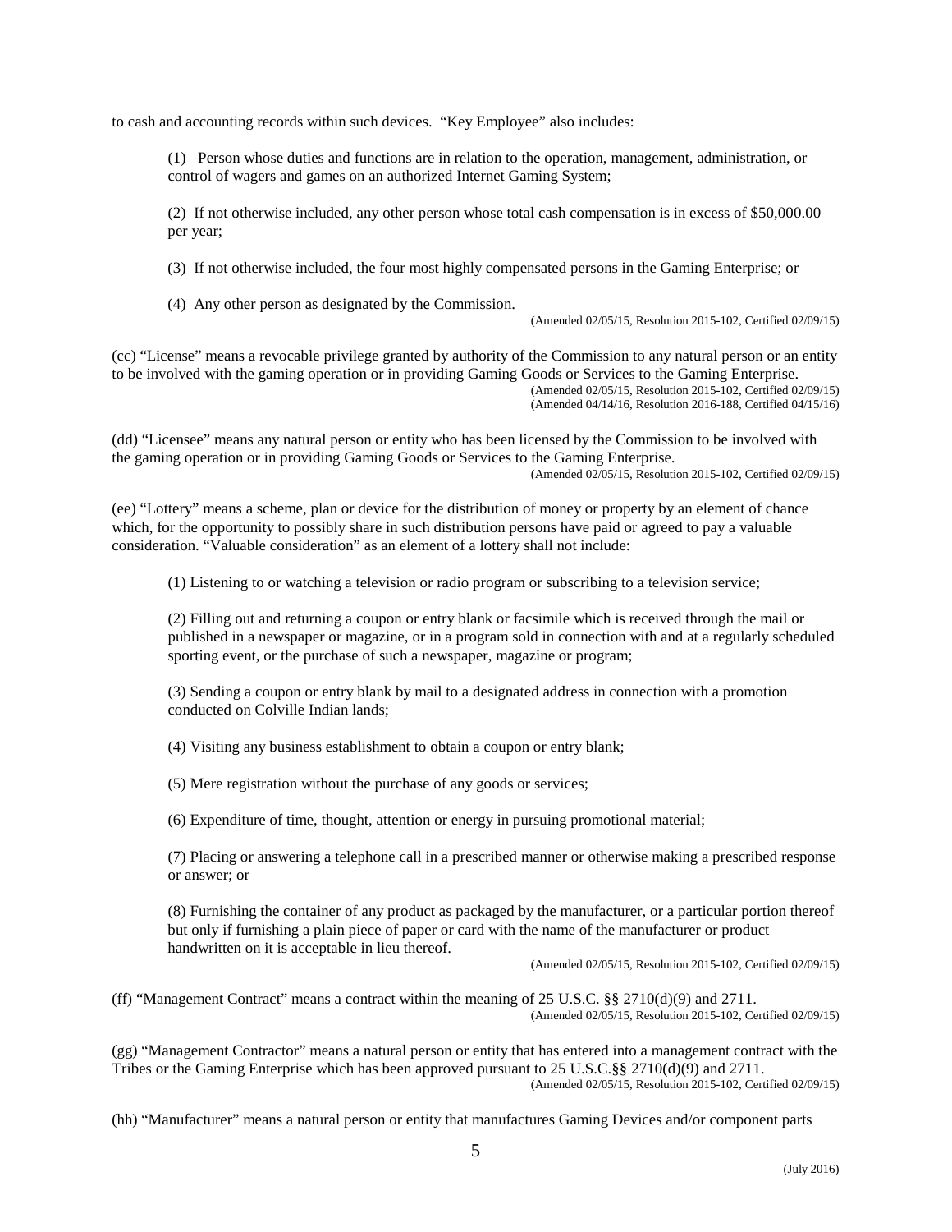to cash and accounting records within such devices. "Key Employee" also includes:

(1) Person whose duties and functions are in relation to the operation, management, administration, or control of wagers and games on an authorized Internet Gaming System;

(2) If not otherwise included, any other person whose total cash compensation is in excess of $50,000.00 per year;

(3) If not otherwise included, the four most highly compensated persons in the Gaming Enterprise; or

(4) Any other person as designated by the Commission.

(Amended 02/05/15, Resolution 2015-102, Certified 02/09/15)

(cc) "License" means a revocable privilege granted by authority of the Commission to any natural person or an entity to be involved with the gaming operation or in providing Gaming Goods or Services to the Gaming Enterprise.

(Amended 02/05/15, Resolution 2015-102, Certified 02/09/15)
(Amended 04/14/16, Resolution 2016-188, Certified 04/15/16)

(dd) "Licensee" means any natural person or entity who has been licensed by the Commission to be involved with the gaming operation or in providing Gaming Goods or Services to the Gaming Enterprise.

(Amended 02/05/15, Resolution 2015-102, Certified 02/09/15)

(ee) "Lottery" means a scheme, plan or device for the distribution of money or property by an element of chance which, for the opportunity to possibly share in such distribution persons have paid or agreed to pay a valuable consideration. "Valuable consideration" as an element of a lottery shall not include:

(1) Listening to or watching a television or radio program or subscribing to a television service;

(2) Filling out and returning a coupon or entry blank or facsimile which is received through the mail or published in a newspaper or magazine, or in a program sold in connection with and at a regularly scheduled sporting event, or the purchase of such a newspaper, magazine or program;

(3) Sending a coupon or entry blank by mail to a designated address in connection with a promotion conducted on Colville Indian lands;

(4) Visiting any business establishment to obtain a coupon or entry blank;

(5) Mere registration without the purchase of any goods or services;

(6) Expenditure of time, thought, attention or energy in pursuing promotional material;

(7) Placing or answering a telephone call in a prescribed manner or otherwise making a prescribed response or answer; or

(8) Furnishing the container of any product as packaged by the manufacturer, or a particular portion thereof but only if furnishing a plain piece of paper or card with the name of the manufacturer or product handwritten on it is acceptable in lieu thereof.

(Amended 02/05/15, Resolution 2015-102, Certified 02/09/15)

(ff) "Management Contract" means a contract within the meaning of 25 U.S.C. §§ 2710(d)(9) and 2711.

(Amended 02/05/15, Resolution 2015-102, Certified 02/09/15)

(gg) "Management Contractor" means a natural person or entity that has entered into a management contract with the Tribes or the Gaming Enterprise which has been approved pursuant to 25 U.S.C.§§ 2710(d)(9) and 2711.

(Amended 02/05/15, Resolution 2015-102, Certified 02/09/15)

(hh) "Manufacturer" means a natural person or entity that manufactures Gaming Devices and/or component parts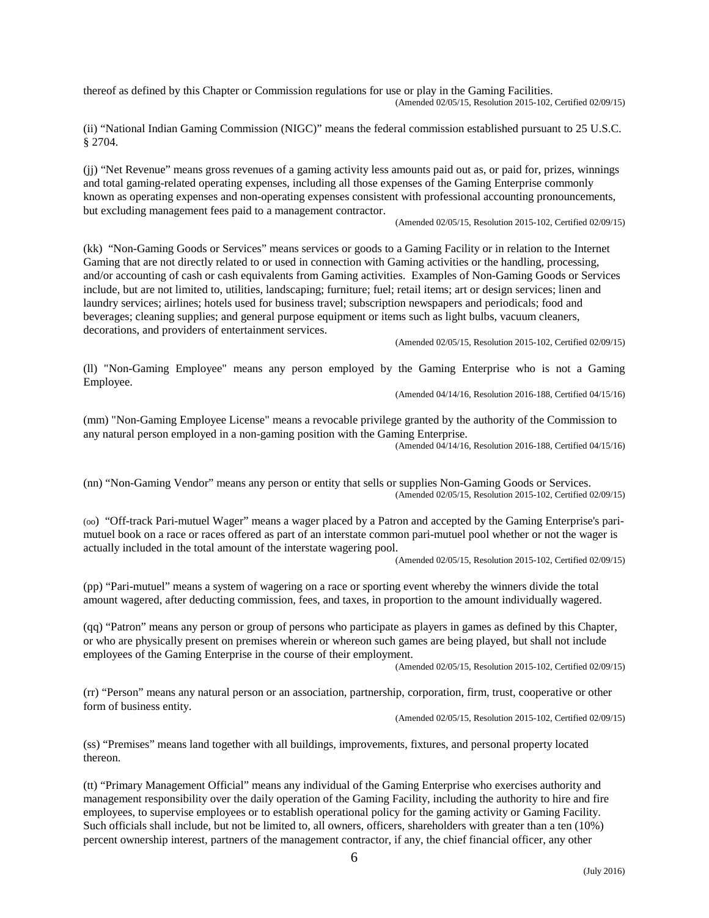thereof as defined by this Chapter or Commission regulations for use or play in the Gaming Facilities.

(Amended 02/05/15, Resolution 2015-102, Certified 02/09/15)

(ii) "National Indian Gaming Commission (NIGC)" means the federal commission established pursuant to 25 U.S.C. § 2704.

(jj) "Net Revenue" means gross revenues of a gaming activity less amounts paid out as, or paid for, prizes, winnings and total gaming-related operating expenses, including all those expenses of the Gaming Enterprise commonly known as operating expenses and non-operating expenses consistent with professional accounting pronouncements, but excluding management fees paid to a management contractor.

(Amended 02/05/15, Resolution 2015-102, Certified 02/09/15)

(kk) "Non-Gaming Goods or Services" means services or goods to a Gaming Facility or in relation to the Internet Gaming that are not directly related to or used in connection with Gaming activities or the handling, processing, and/or accounting of cash or cash equivalents from Gaming activities. Examples of Non-Gaming Goods or Services include, but are not limited to, utilities, landscaping; furniture; fuel; retail items; art or design services; linen and laundry services; airlines; hotels used for business travel; subscription newspapers and periodicals; food and beverages; cleaning supplies; and general purpose equipment or items such as light bulbs, vacuum cleaners, decorations, and providers of entertainment services.

(Amended 02/05/15, Resolution 2015-102, Certified 02/09/15)

(ll) "Non-Gaming Employee" means any person employed by the Gaming Enterprise who is not a Gaming Employee.

(Amended 04/14/16, Resolution 2016-188, Certified 04/15/16)

(mm) "Non-Gaming Employee License" means a revocable privilege granted by the authority of the Commission to any natural person employed in a non-gaming position with the Gaming Enterprise.

(Amended 04/14/16, Resolution 2016-188, Certified 04/15/16)

(nn) "Non-Gaming Vendor" means any person or entity that sells or supplies Non-Gaming Goods or Services.

(Amended 02/05/15, Resolution 2015-102, Certified 02/09/15)

(oo) "Off-track Pari-mutuel Wager" means a wager placed by a Patron and accepted by the Gaming Enterprise's pari-mutuel book on a race or races offered as part of an interstate common pari-mutuel pool whether or not the wager is actually included in the total amount of the interstate wagering pool.

(Amended 02/05/15, Resolution 2015-102, Certified 02/09/15)

(pp) "Pari-mutuel" means a system of wagering on a race or sporting event whereby the winners divide the total amount wagered, after deducting commission, fees, and taxes, in proportion to the amount individually wagered.

(qq) "Patron" means any person or group of persons who participate as players in games as defined by this Chapter, or who are physically present on premises wherein or whereon such games are being played, but shall not include employees of the Gaming Enterprise in the course of their employment.

(Amended 02/05/15, Resolution 2015-102, Certified 02/09/15)

(rr) "Person" means any natural person or an association, partnership, corporation, firm, trust, cooperative or other form of business entity.

(Amended 02/05/15, Resolution 2015-102, Certified 02/09/15)

(ss) "Premises" means land together with all buildings, improvements, fixtures, and personal property located thereon.

(tt) "Primary Management Official" means any individual of the Gaming Enterprise who exercises authority and management responsibility over the daily operation of the Gaming Facility, including the authority to hire and fire employees, to supervise employees or to establish operational policy for the gaming activity or Gaming Facility. Such officials shall include, but not be limited to, all owners, officers, shareholders with greater than a ten (10%) percent ownership interest, partners of the management contractor, if any, the chief financial officer, any other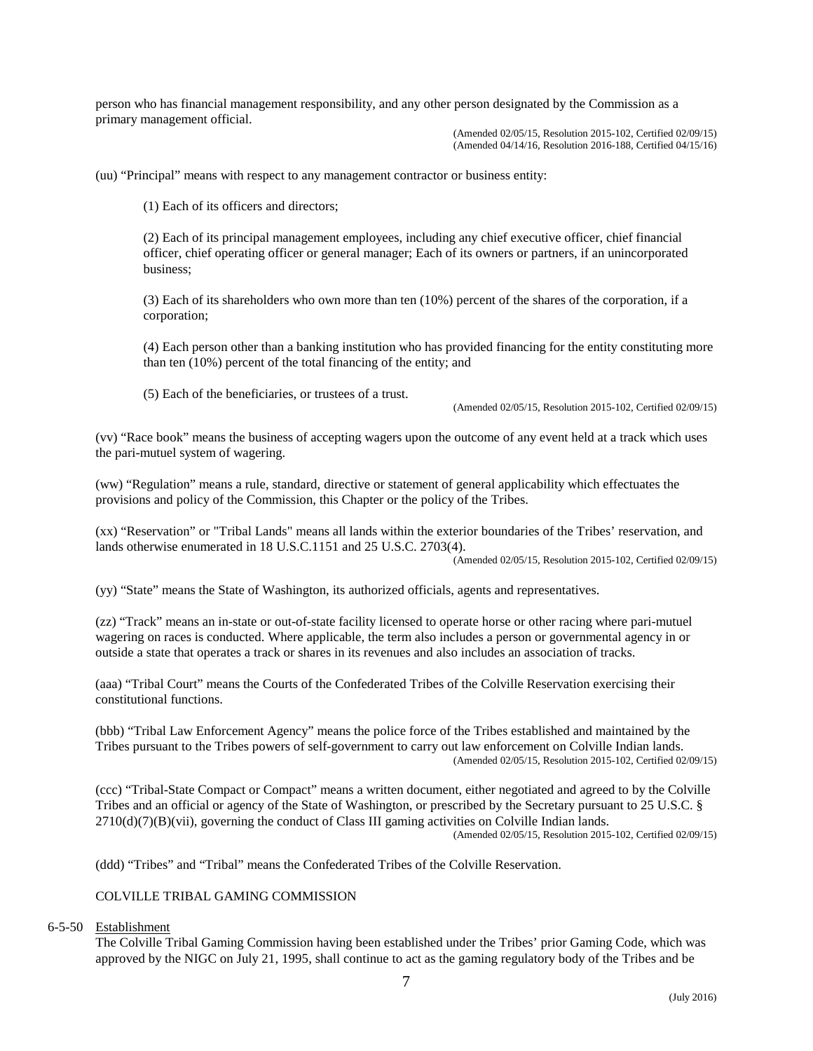person who has financial management responsibility, and any other person designated by the Commission as a primary management official.

(Amended 02/05/15, Resolution 2015-102, Certified 02/09/15)
(Amended 04/14/16, Resolution 2016-188, Certified 04/15/16)

(uu) “Principal” means with respect to any management contractor or business entity:

(1) Each of its officers and directors;

(2) Each of its principal management employees, including any chief executive officer, chief financial officer, chief operating officer or general manager; Each of its owners or partners, if an unincorporated business;

(3) Each of its shareholders who own more than ten (10%) percent of the shares of the corporation, if a corporation;

(4) Each person other than a banking institution who has provided financing for the entity constituting more than ten (10%) percent of the total financing of the entity; and

(5) Each of the beneficiaries, or trustees of a trust.

(Amended 02/05/15, Resolution 2015-102, Certified 02/09/15)

(vv) “Race book” means the business of accepting wagers upon the outcome of any event held at a track which uses the pari-mutuel system of wagering.

(ww) “Regulation” means a rule, standard, directive or statement of general applicability which effectuates the provisions and policy of the Commission, this Chapter or the policy of the Tribes.

(xx) “Reservation” or "Tribal Lands" means all lands within the exterior boundaries of the Tribes’ reservation, and lands otherwise enumerated in 18 U.S.C.1151 and 25 U.S.C. 2703(4).

(Amended 02/05/15, Resolution 2015-102, Certified 02/09/15)

(yy) “State” means the State of Washington, its authorized officials, agents and representatives.

(zz) “Track” means an in-state or out-of-state facility licensed to operate horse or other racing where pari-mutuel wagering on races is conducted. Where applicable, the term also includes a person or governmental agency in or outside a state that operates a track or shares in its revenues and also includes an association of tracks.

(aaa) “Tribal Court” means the Courts of the Confederated Tribes of the Colville Reservation exercising their constitutional functions.

(bbb) “Tribal Law Enforcement Agency” means the police force of the Tribes established and maintained by the Tribes pursuant to the Tribes powers of self-government to carry out law enforcement on Colville Indian lands.

(Amended 02/05/15, Resolution 2015-102, Certified 02/09/15)

(ccc) “Tribal-State Compact or Compact” means a written document, either negotiated and agreed to by the Colville Tribes and an official or agency of the State of Washington, or prescribed by the Secretary pursuant to 25 U.S.C. § 2710(d)(7)(B)(vii), governing the conduct of Class III gaming activities on Colville Indian lands.

(Amended 02/05/15, Resolution 2015-102, Certified 02/09/15)

(ddd) “Tribes” and “Tribal” means the Confederated Tribes of the Colville Reservation.

## COLVILLE TRIBAL GAMING COMMISSION

6-5-50 Establishment

The Colville Tribal Gaming Commission having been established under the Tribes’ prior Gaming Code, which was approved by the NIGC on July 21, 1995, shall continue to act as the gaming regulatory body of the Tribes and be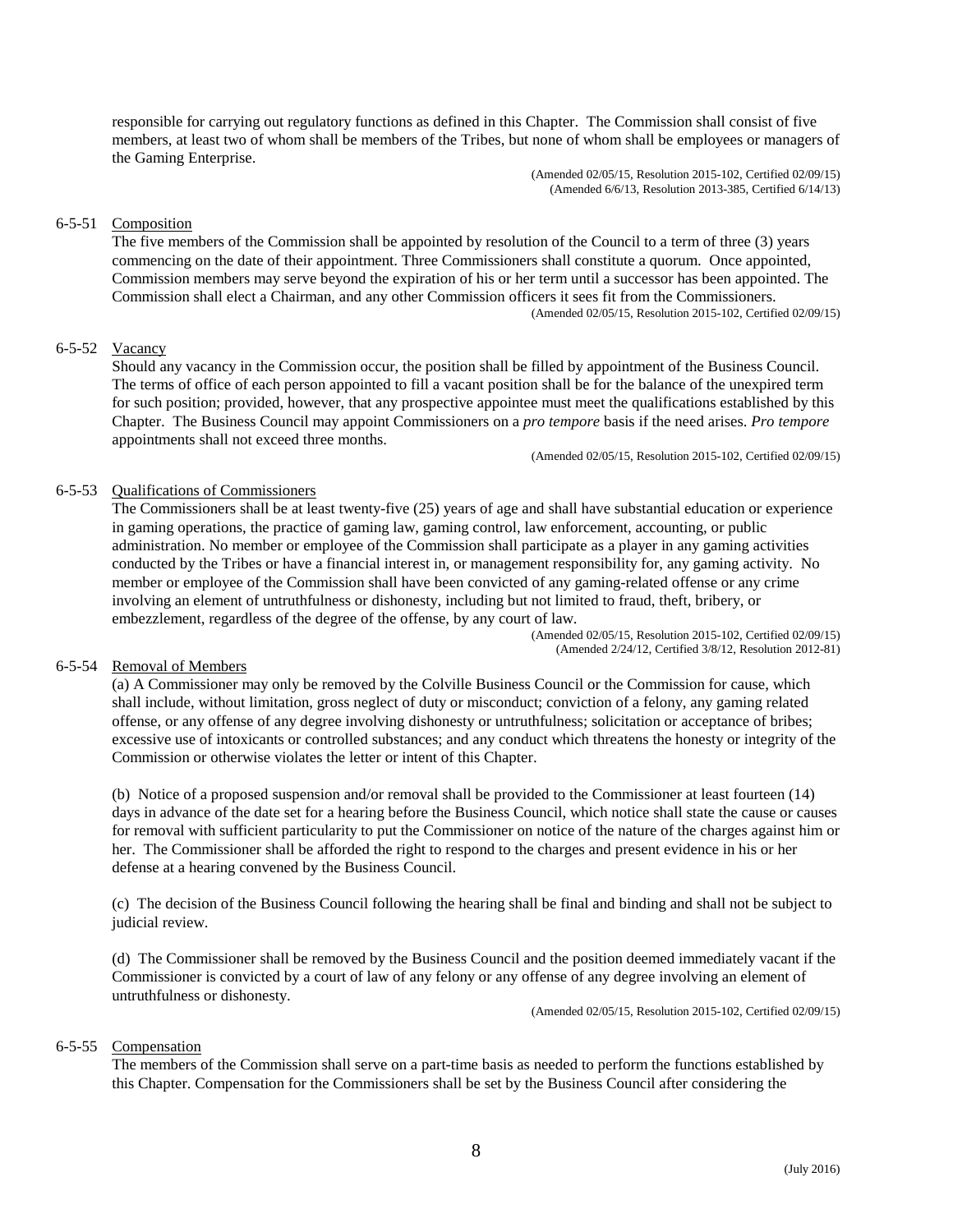responsible for carrying out regulatory functions as defined in this Chapter. The Commission shall consist of five members, at least two of whom shall be members of the Tribes, but none of whom shall be employees or managers of the Gaming Enterprise.

(Amended 02/05/15, Resolution 2015-102, Certified 02/09/15)
(Amended 6/6/13, Resolution 2013-385, Certified 6/14/13)

6-5-51 Composition

The five members of the Commission shall be appointed by resolution of the Council to a term of three (3) years commencing on the date of their appointment. Three Commissioners shall constitute a quorum. Once appointed, Commission members may serve beyond the expiration of his or her term until a successor has been appointed. The Commission shall elect a Chairman, and any other Commission officers it sees fit from the Commissioners.

(Amended 02/05/15, Resolution 2015-102, Certified 02/09/15)

6-5-52 Vacancy

Should any vacancy in the Commission occur, the position shall be filled by appointment of the Business Council. The terms of office of each person appointed to fill a vacant position shall be for the balance of the unexpired term for such position; provided, however, that any prospective appointee must meet the qualifications established by this Chapter. The Business Council may appoint Commissioners on a *pro tempore* basis if the need arises. *Pro tempore* appointments shall not exceed three months.

(Amended 02/05/15, Resolution 2015-102, Certified 02/09/15)

6-5-53 Qualifications of Commissioners

The Commissioners shall be at least twenty-five (25) years of age and shall have substantial education or experience in gaming operations, the practice of gaming law, gaming control, law enforcement, accounting, or public administration. No member or employee of the Commission shall participate as a player in any gaming activities conducted by the Tribes or have a financial interest in, or management responsibility for, any gaming activity. No member or employee of the Commission shall have been convicted of any gaming-related offense or any crime involving an element of untruthfulness or dishonesty, including but not limited to fraud, theft, bribery, or embezzlement, regardless of the degree of the offense, by any court of law.

(Amended 02/05/15, Resolution 2015-102, Certified 02/09/15)
(Amended 2/24/12, Certified 3/8/12, Resolution 2012-81)

6-5-54 Removal of Members

(a) A Commissioner may only be removed by the Colville Business Council or the Commission for cause, which shall include, without limitation, gross neglect of duty or misconduct; conviction of a felony, any gaming related offense, or any offense of any degree involving dishonesty or untruthfulness; solicitation or acceptance of bribes; excessive use of intoxicants or controlled substances; and any conduct which threatens the honesty or integrity of the Commission or otherwise violates the letter or intent of this Chapter.

(b) Notice of a proposed suspension and/or removal shall be provided to the Commissioner at least fourteen (14) days in advance of the date set for a hearing before the Business Council, which notice shall state the cause or causes for removal with sufficient particularity to put the Commissioner on notice of the nature of the charges against him or her. The Commissioner shall be afforded the right to respond to the charges and present evidence in his or her defense at a hearing convened by the Business Council.

(c) The decision of the Business Council following the hearing shall be final and binding and shall not be subject to judicial review.

(d) The Commissioner shall be removed by the Business Council and the position deemed immediately vacant if the Commissioner is convicted by a court of law of any felony or any offense of any degree involving an element of untruthfulness or dishonesty.

(Amended 02/05/15, Resolution 2015-102, Certified 02/09/15)

6-5-55 Compensation

The members of the Commission shall serve on a part-time basis as needed to perform the functions established by this Chapter. Compensation for the Commissioners shall be set by the Business Council after considering the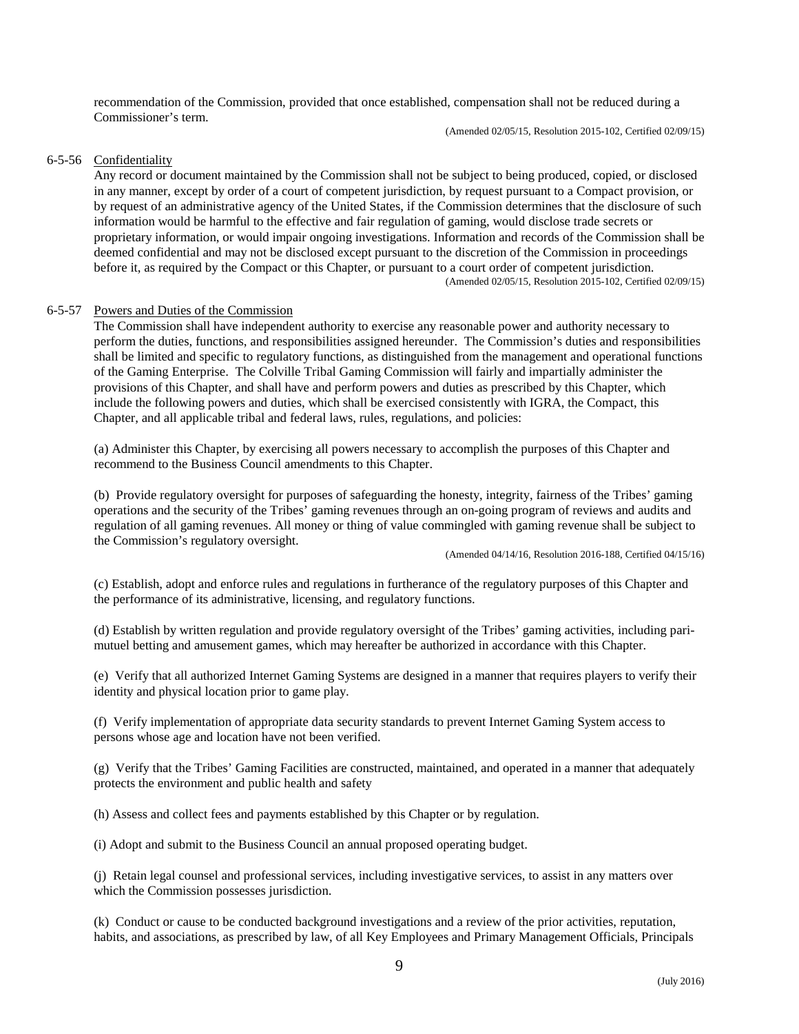recommendation of the Commission, provided that once established, compensation shall not be reduced during a Commissioner's term.

(Amended 02/05/15, Resolution 2015-102, Certified 02/09/15)

6-5-56 Confidentiality

Any record or document maintained by the Commission shall not be subject to being produced, copied, or disclosed in any manner, except by order of a court of competent jurisdiction, by request pursuant to a Compact provision, or by request of an administrative agency of the United States, if the Commission determines that the disclosure of such information would be harmful to the effective and fair regulation of gaming, would disclose trade secrets or proprietary information, or would impair ongoing investigations. Information and records of the Commission shall be deemed confidential and may not be disclosed except pursuant to the discretion of the Commission in proceedings before it, as required by the Compact or this Chapter, or pursuant to a court order of competent jurisdiction.

(Amended 02/05/15, Resolution 2015-102, Certified 02/09/15)

6-5-57 Powers and Duties of the Commission

The Commission shall have independent authority to exercise any reasonable power and authority necessary to perform the duties, functions, and responsibilities assigned hereunder. The Commission's duties and responsibilities shall be limited and specific to regulatory functions, as distinguished from the management and operational functions of the Gaming Enterprise. The Colville Tribal Gaming Commission will fairly and impartially administer the provisions of this Chapter, and shall have and perform powers and duties as prescribed by this Chapter, which include the following powers and duties, which shall be exercised consistently with IGRA, the Compact, this Chapter, and all applicable tribal and federal laws, rules, regulations, and policies:

(a) Administer this Chapter, by exercising all powers necessary to accomplish the purposes of this Chapter and recommend to the Business Council amendments to this Chapter.

(b) Provide regulatory oversight for purposes of safeguarding the honesty, integrity, fairness of the Tribes' gaming operations and the security of the Tribes' gaming revenues through an on-going program of reviews and audits and regulation of all gaming revenues. All money or thing of value commingled with gaming revenue shall be subject to the Commission's regulatory oversight.

(Amended 04/14/16, Resolution 2016-188, Certified 04/15/16)

(c) Establish, adopt and enforce rules and regulations in furtherance of the regulatory purposes of this Chapter and the performance of its administrative, licensing, and regulatory functions.

(d) Establish by written regulation and provide regulatory oversight of the Tribes' gaming activities, including pari-mutuel betting and amusement games, which may hereafter be authorized in accordance with this Chapter.

(e) Verify that all authorized Internet Gaming Systems are designed in a manner that requires players to verify their identity and physical location prior to game play.

(f) Verify implementation of appropriate data security standards to prevent Internet Gaming System access to persons whose age and location have not been verified.

(g) Verify that the Tribes' Gaming Facilities are constructed, maintained, and operated in a manner that adequately protects the environment and public health and safety

(h) Assess and collect fees and payments established by this Chapter or by regulation.

(i) Adopt and submit to the Business Council an annual proposed operating budget.

(j) Retain legal counsel and professional services, including investigative services, to assist in any matters over which the Commission possesses jurisdiction.

(k) Conduct or cause to be conducted background investigations and a review of the prior activities, reputation, habits, and associations, as prescribed by law, of all Key Employees and Primary Management Officials, Principals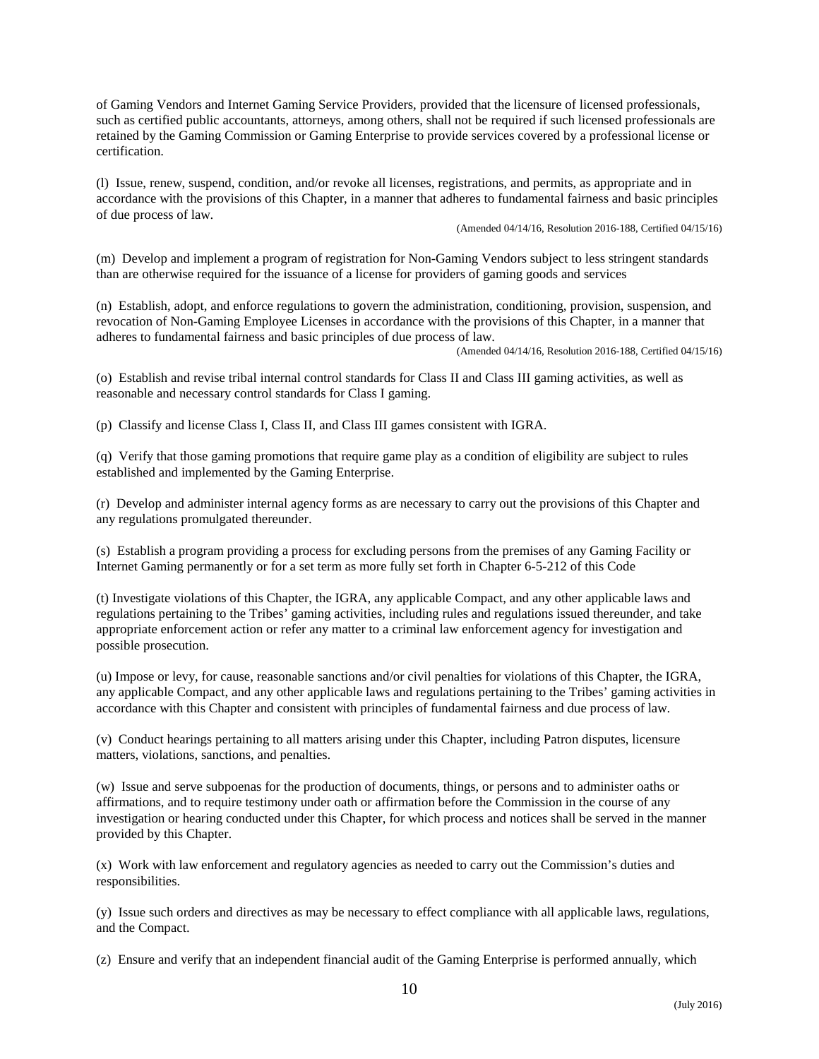of Gaming Vendors and Internet Gaming Service Providers, provided that the licensure of licensed professionals, such as certified public accountants, attorneys, among others, shall not be required if such licensed professionals are retained by the Gaming Commission or Gaming Enterprise to provide services covered by a professional license or certification.

(l) Issue, renew, suspend, condition, and/or revoke all licenses, registrations, and permits, as appropriate and in accordance with the provisions of this Chapter, in a manner that adheres to fundamental fairness and basic principles of due process of law.

(Amended 04/14/16, Resolution 2016-188, Certified 04/15/16)

(m) Develop and implement a program of registration for Non-Gaming Vendors subject to less stringent standards than are otherwise required for the issuance of a license for providers of gaming goods and services

(n) Establish, adopt, and enforce regulations to govern the administration, conditioning, provision, suspension, and revocation of Non-Gaming Employee Licenses in accordance with the provisions of this Chapter, in a manner that adheres to fundamental fairness and basic principles of due process of law.

(Amended 04/14/16, Resolution 2016-188, Certified 04/15/16)

(o) Establish and revise tribal internal control standards for Class II and Class III gaming activities, as well as reasonable and necessary control standards for Class I gaming.

(p) Classify and license Class I, Class II, and Class III games consistent with IGRA.

(q) Verify that those gaming promotions that require game play as a condition of eligibility are subject to rules established and implemented by the Gaming Enterprise.

(r) Develop and administer internal agency forms as are necessary to carry out the provisions of this Chapter and any regulations promulgated thereunder.

(s) Establish a program providing a process for excluding persons from the premises of any Gaming Facility or Internet Gaming permanently or for a set term as more fully set forth in Chapter 6-5-212 of this Code

(t) Investigate violations of this Chapter, the IGRA, any applicable Compact, and any other applicable laws and regulations pertaining to the Tribes' gaming activities, including rules and regulations issued thereunder, and take appropriate enforcement action or refer any matter to a criminal law enforcement agency for investigation and possible prosecution.

(u) Impose or levy, for cause, reasonable sanctions and/or civil penalties for violations of this Chapter, the IGRA, any applicable Compact, and any other applicable laws and regulations pertaining to the Tribes' gaming activities in accordance with this Chapter and consistent with principles of fundamental fairness and due process of law.

(v) Conduct hearings pertaining to all matters arising under this Chapter, including Patron disputes, licensure matters, violations, sanctions, and penalties.

(w) Issue and serve subpoenas for the production of documents, things, or persons and to administer oaths or affirmations, and to require testimony under oath or affirmation before the Commission in the course of any investigation or hearing conducted under this Chapter, for which process and notices shall be served in the manner provided by this Chapter.

(x) Work with law enforcement and regulatory agencies as needed to carry out the Commission's duties and responsibilities.

(y) Issue such orders and directives as may be necessary to effect compliance with all applicable laws, regulations, and the Compact.

(z) Ensure and verify that an independent financial audit of the Gaming Enterprise is performed annually, which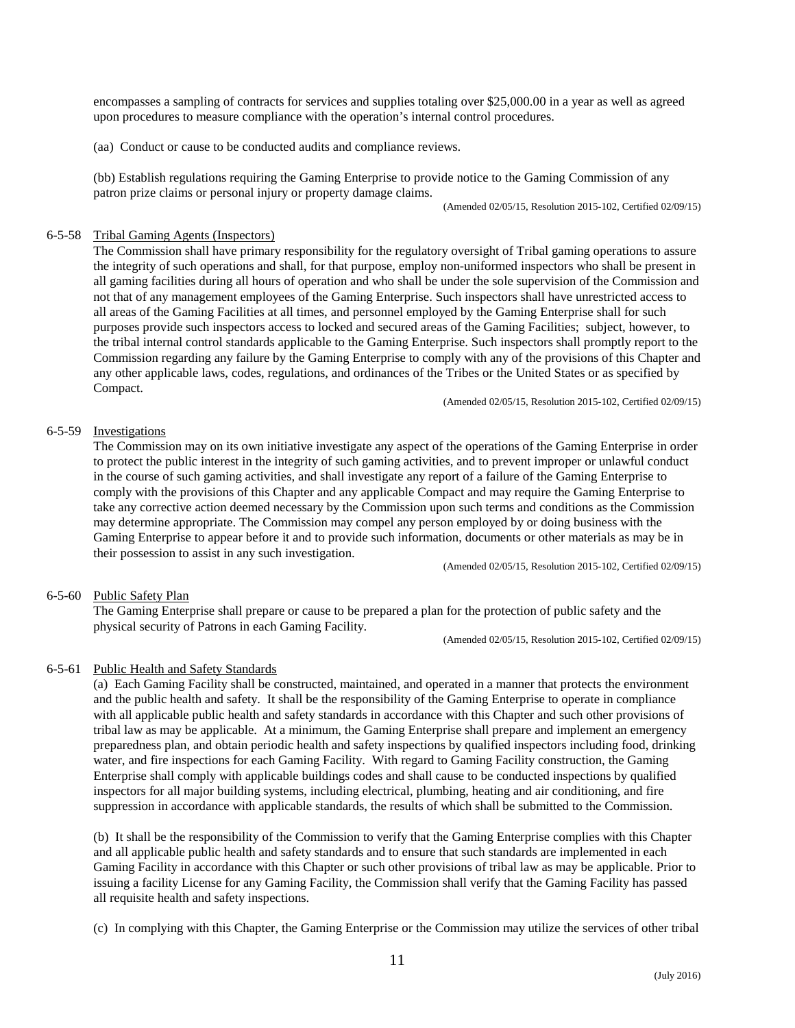encompasses a sampling of contracts for services and supplies totaling over $25,000.00 in a year as well as agreed upon procedures to measure compliance with the operation's internal control procedures.

(aa) Conduct or cause to be conducted audits and compliance reviews.

(bb) Establish regulations requiring the Gaming Enterprise to provide notice to the Gaming Commission of any patron prize claims or personal injury or property damage claims.

(Amended 02/05/15, Resolution 2015-102, Certified 02/09/15)

6-5-58 Tribal Gaming Agents (Inspectors)

The Commission shall have primary responsibility for the regulatory oversight of Tribal gaming operations to assure the integrity of such operations and shall, for that purpose, employ non-uniformed inspectors who shall be present in all gaming facilities during all hours of operation and who shall be under the sole supervision of the Commission and not that of any management employees of the Gaming Enterprise. Such inspectors shall have unrestricted access to all areas of the Gaming Facilities at all times, and personnel employed by the Gaming Enterprise shall for such purposes provide such inspectors access to locked and secured areas of the Gaming Facilities; subject, however, to the tribal internal control standards applicable to the Gaming Enterprise. Such inspectors shall promptly report to the Commission regarding any failure by the Gaming Enterprise to comply with any of the provisions of this Chapter and any other applicable laws, codes, regulations, and ordinances of the Tribes or the United States or as specified by Compact.

(Amended 02/05/15, Resolution 2015-102, Certified 02/09/15)

6-5-59 Investigations

The Commission may on its own initiative investigate any aspect of the operations of the Gaming Enterprise in order to protect the public interest in the integrity of such gaming activities, and to prevent improper or unlawful conduct in the course of such gaming activities, and shall investigate any report of a failure of the Gaming Enterprise to comply with the provisions of this Chapter and any applicable Compact and may require the Gaming Enterprise to take any corrective action deemed necessary by the Commission upon such terms and conditions as the Commission may determine appropriate. The Commission may compel any person employed by or doing business with the Gaming Enterprise to appear before it and to provide such information, documents or other materials as may be in their possession to assist in any such investigation.

(Amended 02/05/15, Resolution 2015-102, Certified 02/09/15)

6-5-60 Public Safety Plan

The Gaming Enterprise shall prepare or cause to be prepared a plan for the protection of public safety and the physical security of Patrons in each Gaming Facility.

(Amended 02/05/15, Resolution 2015-102, Certified 02/09/15)

6-5-61 Public Health and Safety Standards

(a) Each Gaming Facility shall be constructed, maintained, and operated in a manner that protects the environment and the public health and safety. It shall be the responsibility of the Gaming Enterprise to operate in compliance with all applicable public health and safety standards in accordance with this Chapter and such other provisions of tribal law as may be applicable. At a minimum, the Gaming Enterprise shall prepare and implement an emergency preparedness plan, and obtain periodic health and safety inspections by qualified inspectors including food, drinking water, and fire inspections for each Gaming Facility. With regard to Gaming Facility construction, the Gaming Enterprise shall comply with applicable buildings codes and shall cause to be conducted inspections by qualified inspectors for all major building systems, including electrical, plumbing, heating and air conditioning, and fire suppression in accordance with applicable standards, the results of which shall be submitted to the Commission.

(b) It shall be the responsibility of the Commission to verify that the Gaming Enterprise complies with this Chapter and all applicable public health and safety standards and to ensure that such standards are implemented in each Gaming Facility in accordance with this Chapter or such other provisions of tribal law as may be applicable. Prior to issuing a facility License for any Gaming Facility, the Commission shall verify that the Gaming Facility has passed all requisite health and safety inspections.

(c) In complying with this Chapter, the Gaming Enterprise or the Commission may utilize the services of other tribal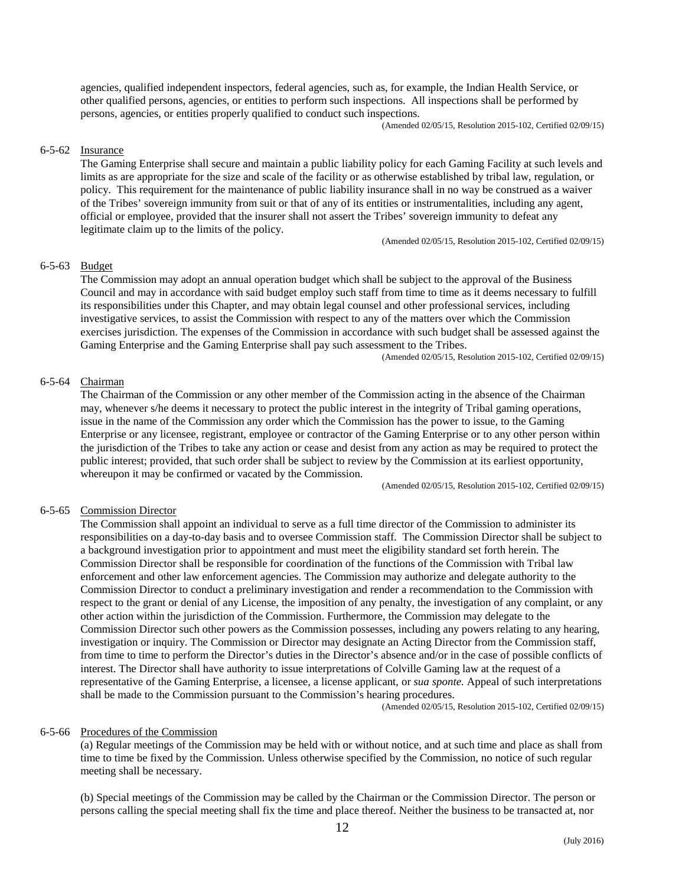agencies, qualified independent inspectors, federal agencies, such as, for example, the Indian Health Service, or other qualified persons, agencies, or entities to perform such inspections. All inspections shall be performed by persons, agencies, or entities properly qualified to conduct such inspections.

(Amended 02/05/15, Resolution 2015-102, Certified 02/09/15)

6-5-62 Insurance

The Gaming Enterprise shall secure and maintain a public liability policy for each Gaming Facility at such levels and limits as are appropriate for the size and scale of the facility or as otherwise established by tribal law, regulation, or policy. This requirement for the maintenance of public liability insurance shall in no way be construed as a waiver of the Tribes' sovereign immunity from suit or that of any of its entities or instrumentalities, including any agent, official or employee, provided that the insurer shall not assert the Tribes' sovereign immunity to defeat any legitimate claim up to the limits of the policy.

(Amended 02/05/15, Resolution 2015-102, Certified 02/09/15)

6-5-63 Budget

The Commission may adopt an annual operation budget which shall be subject to the approval of the Business Council and may in accordance with said budget employ such staff from time to time as it deems necessary to fulfill its responsibilities under this Chapter, and may obtain legal counsel and other professional services, including investigative services, to assist the Commission with respect to any of the matters over which the Commission exercises jurisdiction. The expenses of the Commission in accordance with such budget shall be assessed against the Gaming Enterprise and the Gaming Enterprise shall pay such assessment to the Tribes.

(Amended 02/05/15, Resolution 2015-102, Certified 02/09/15)

6-5-64 Chairman

The Chairman of the Commission or any other member of the Commission acting in the absence of the Chairman may, whenever s/he deems it necessary to protect the public interest in the integrity of Tribal gaming operations, issue in the name of the Commission any order which the Commission has the power to issue, to the Gaming Enterprise or any licensee, registrant, employee or contractor of the Gaming Enterprise or to any other person within the jurisdiction of the Tribes to take any action or cease and desist from any action as may be required to protect the public interest; provided, that such order shall be subject to review by the Commission at its earliest opportunity, whereupon it may be confirmed or vacated by the Commission.

(Amended 02/05/15, Resolution 2015-102, Certified 02/09/15)

6-5-65 Commission Director

The Commission shall appoint an individual to serve as a full time director of the Commission to administer its responsibilities on a day-to-day basis and to oversee Commission staff. The Commission Director shall be subject to a background investigation prior to appointment and must meet the eligibility standard set forth herein. The Commission Director shall be responsible for coordination of the functions of the Commission with Tribal law enforcement and other law enforcement agencies. The Commission may authorize and delegate authority to the Commission Director to conduct a preliminary investigation and render a recommendation to the Commission with respect to the grant or denial of any License, the imposition of any penalty, the investigation of any complaint, or any other action within the jurisdiction of the Commission. Furthermore, the Commission may delegate to the Commission Director such other powers as the Commission possesses, including any powers relating to any hearing, investigation or inquiry. The Commission or Director may designate an Acting Director from the Commission staff, from time to time to perform the Director's duties in the Director's absence and/or in the case of possible conflicts of interest. The Director shall have authority to issue interpretations of Colville Gaming law at the request of a representative of the Gaming Enterprise, a licensee, a license applicant, or *sua sponte.* Appeal of such interpretations shall be made to the Commission pursuant to the Commission's hearing procedures.

(Amended 02/05/15, Resolution 2015-102, Certified 02/09/15)

6-5-66 Procedures of the Commission

(a) Regular meetings of the Commission may be held with or without notice, and at such time and place as shall from time to time be fixed by the Commission. Unless otherwise specified by the Commission, no notice of such regular meeting shall be necessary.

(b) Special meetings of the Commission may be called by the Chairman or the Commission Director. The person or persons calling the special meeting shall fix the time and place thereof. Neither the business to be transacted at, nor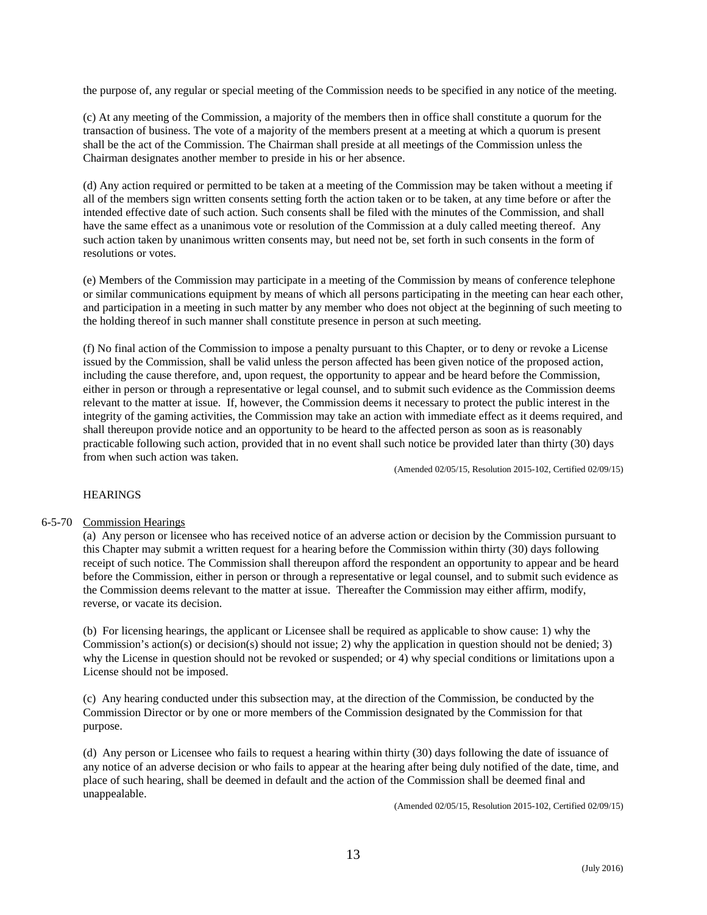the purpose of, any regular or special meeting of the Commission needs to be specified in any notice of the meeting.

(c) At any meeting of the Commission, a majority of the members then in office shall constitute a quorum for the transaction of business. The vote of a majority of the members present at a meeting at which a quorum is present shall be the act of the Commission. The Chairman shall preside at all meetings of the Commission unless the Chairman designates another member to preside in his or her absence.

(d) Any action required or permitted to be taken at a meeting of the Commission may be taken without a meeting if all of the members sign written consents setting forth the action taken or to be taken, at any time before or after the intended effective date of such action. Such consents shall be filed with the minutes of the Commission, and shall have the same effect as a unanimous vote or resolution of the Commission at a duly called meeting thereof. Any such action taken by unanimous written consents may, but need not be, set forth in such consents in the form of resolutions or votes.

(e) Members of the Commission may participate in a meeting of the Commission by means of conference telephone or similar communications equipment by means of which all persons participating in the meeting can hear each other, and participation in a meeting in such matter by any member who does not object at the beginning of such meeting to the holding thereof in such manner shall constitute presence in person at such meeting.

(f) No final action of the Commission to impose a penalty pursuant to this Chapter, or to deny or revoke a License issued by the Commission, shall be valid unless the person affected has been given notice of the proposed action, including the cause therefore, and, upon request, the opportunity to appear and be heard before the Commission, either in person or through a representative or legal counsel, and to submit such evidence as the Commission deems relevant to the matter at issue. If, however, the Commission deems it necessary to protect the public interest in the integrity of the gaming activities, the Commission may take an action with immediate effect as it deems required, and shall thereupon provide notice and an opportunity to be heard to the affected person as soon as is reasonably practicable following such action, provided that in no event shall such notice be provided later than thirty (30) days from when such action was taken.

(Amended 02/05/15, Resolution 2015-102, Certified 02/09/15)

HEARINGS

6-5-70 Commission Hearings

(a) Any person or licensee who has received notice of an adverse action or decision by the Commission pursuant to this Chapter may submit a written request for a hearing before the Commission within thirty (30) days following receipt of such notice. The Commission shall thereupon afford the respondent an opportunity to appear and be heard before the Commission, either in person or through a representative or legal counsel, and to submit such evidence as the Commission deems relevant to the matter at issue. Thereafter the Commission may either affirm, modify, reverse, or vacate its decision.

(b) For licensing hearings, the applicant or Licensee shall be required as applicable to show cause: 1) why the Commission's action(s) or decision(s) should not issue; 2) why the application in question should not be denied; 3) why the License in question should not be revoked or suspended; or 4) why special conditions or limitations upon a License should not be imposed.

(c) Any hearing conducted under this subsection may, at the direction of the Commission, be conducted by the Commission Director or by one or more members of the Commission designated by the Commission for that purpose.

(d) Any person or Licensee who fails to request a hearing within thirty (30) days following the date of issuance of any notice of an adverse decision or who fails to appear at the hearing after being duly notified of the date, time, and place of such hearing, shall be deemed in default and the action of the Commission shall be deemed final and unappealable.

(Amended 02/05/15, Resolution 2015-102, Certified 02/09/15)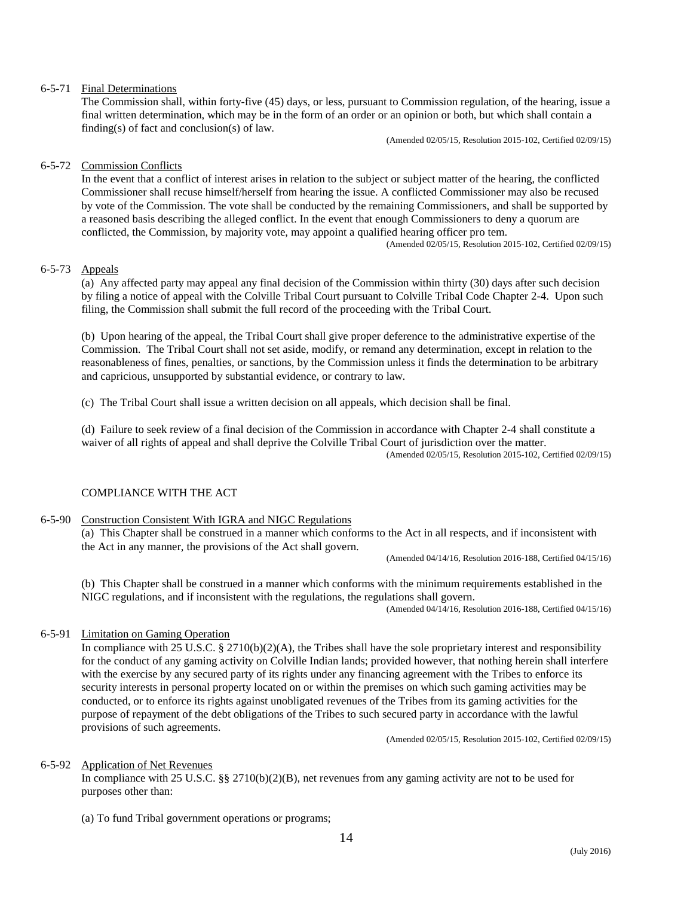6-5-71 Final Determinations

The Commission shall, within forty-five (45) days, or less, pursuant to Commission regulation, of the hearing, issue a final written determination, which may be in the form of an order or an opinion or both, but which shall contain a finding(s) of fact and conclusion(s) of law.

(Amended 02/05/15, Resolution 2015-102, Certified 02/09/15)

6-5-72 Commission Conflicts

In the event that a conflict of interest arises in relation to the subject or subject matter of the hearing, the conflicted Commissioner shall recuse himself/herself from hearing the issue. A conflicted Commissioner may also be recused by vote of the Commission. The vote shall be conducted by the remaining Commissioners, and shall be supported by a reasoned basis describing the alleged conflict. In the event that enough Commissioners to deny a quorum are conflicted, the Commission, by majority vote, may appoint a qualified hearing officer pro tem.

(Amended 02/05/15, Resolution 2015-102, Certified 02/09/15)

6-5-73 Appeals

(a) Any affected party may appeal any final decision of the Commission within thirty (30) days after such decision by filing a notice of appeal with the Colville Tribal Court pursuant to Colville Tribal Code Chapter 2-4. Upon such filing, the Commission shall submit the full record of the proceeding with the Tribal Court.

(b) Upon hearing of the appeal, the Tribal Court shall give proper deference to the administrative expertise of the Commission. The Tribal Court shall not set aside, modify, or remand any determination, except in relation to the reasonableness of fines, penalties, or sanctions, by the Commission unless it finds the determination to be arbitrary and capricious, unsupported by substantial evidence, or contrary to law.

(c) The Tribal Court shall issue a written decision on all appeals, which decision shall be final.

(d) Failure to seek review of a final decision of the Commission in accordance with Chapter 2-4 shall constitute a waiver of all rights of appeal and shall deprive the Colville Tribal Court of jurisdiction over the matter.

(Amended 02/05/15, Resolution 2015-102, Certified 02/09/15)

COMPLIANCE WITH THE ACT

6-5-90 Construction Consistent With IGRA and NIGC Regulations

(a) This Chapter shall be construed in a manner which conforms to the Act in all respects, and if inconsistent with the Act in any manner, the provisions of the Act shall govern.

(Amended 04/14/16, Resolution 2016-188, Certified 04/15/16)

(b) This Chapter shall be construed in a manner which conforms with the minimum requirements established in the NIGC regulations, and if inconsistent with the regulations, the regulations shall govern.

(Amended 04/14/16, Resolution 2016-188, Certified 04/15/16)

6-5-91 Limitation on Gaming Operation

In compliance with 25 U.S.C. § 2710(b)(2)(A), the Tribes shall have the sole proprietary interest and responsibility for the conduct of any gaming activity on Colville Indian lands; provided however, that nothing herein shall interfere with the exercise by any secured party of its rights under any financing agreement with the Tribes to enforce its security interests in personal property located on or within the premises on which such gaming activities may be conducted, or to enforce its rights against unobligated revenues of the Tribes from its gaming activities for the purpose of repayment of the debt obligations of the Tribes to such secured party in accordance with the lawful provisions of such agreements.

(Amended 02/05/15, Resolution 2015-102, Certified 02/09/15)

6-5-92 Application of Net Revenues

In compliance with 25 U.S.C. §§ 2710(b)(2)(B), net revenues from any gaming activity are not to be used for purposes other than:

(a) To fund Tribal government operations or programs;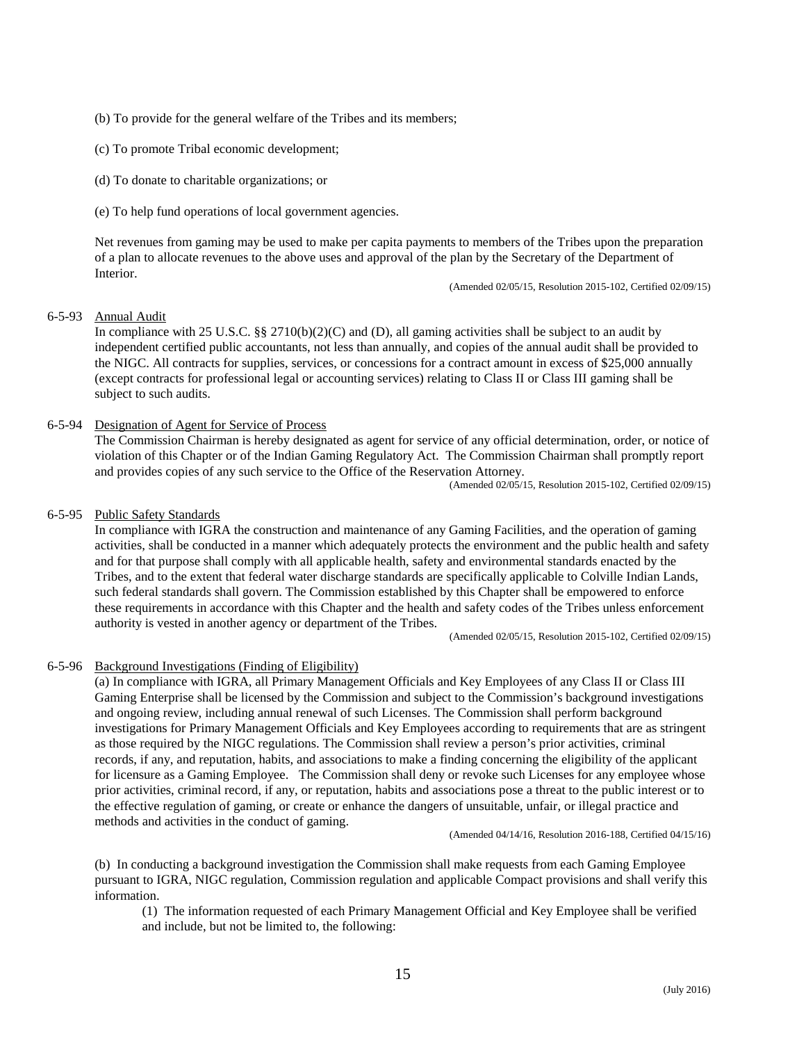(b) To provide for the general welfare of the Tribes and its members;

(c) To promote Tribal economic development;

(d) To donate to charitable organizations; or

(e) To help fund operations of local government agencies.

Net revenues from gaming may be used to make per capita payments to members of the Tribes upon the preparation of a plan to allocate revenues to the above uses and approval of the plan by the Secretary of the Department of Interior.

(Amended 02/05/15, Resolution 2015-102, Certified 02/09/15)

6-5-93 Annual Audit

In compliance with 25 U.S.C. §§ 2710(b)(2)(C) and (D), all gaming activities shall be subject to an audit by independent certified public accountants, not less than annually, and copies of the annual audit shall be provided to the NIGC. All contracts for supplies, services, or concessions for a contract amount in excess of $25,000 annually (except contracts for professional legal or accounting services) relating to Class II or Class III gaming shall be subject to such audits.

6-5-94 Designation of Agent for Service of Process

The Commission Chairman is hereby designated as agent for service of any official determination, order, or notice of violation of this Chapter or of the Indian Gaming Regulatory Act. The Commission Chairman shall promptly report and provides copies of any such service to the Office of the Reservation Attorney.

(Amended 02/05/15, Resolution 2015-102, Certified 02/09/15)

6-5-95 Public Safety Standards

In compliance with IGRA the construction and maintenance of any Gaming Facilities, and the operation of gaming activities, shall be conducted in a manner which adequately protects the environment and the public health and safety and for that purpose shall comply with all applicable health, safety and environmental standards enacted by the Tribes, and to the extent that federal water discharge standards are specifically applicable to Colville Indian Lands, such federal standards shall govern. The Commission established by this Chapter shall be empowered to enforce these requirements in accordance with this Chapter and the health and safety codes of the Tribes unless enforcement authority is vested in another agency or department of the Tribes.

(Amended 02/05/15, Resolution 2015-102, Certified 02/09/15)

6-5-96 Background Investigations (Finding of Eligibility)

(a) In compliance with IGRA, all Primary Management Officials and Key Employees of any Class II or Class III Gaming Enterprise shall be licensed by the Commission and subject to the Commission's background investigations and ongoing review, including annual renewal of such Licenses. The Commission shall perform background investigations for Primary Management Officials and Key Employees according to requirements that are as stringent as those required by the NIGC regulations. The Commission shall review a person's prior activities, criminal records, if any, and reputation, habits, and associations to make a finding concerning the eligibility of the applicant for licensure as a Gaming Employee. The Commission shall deny or revoke such Licenses for any employee whose prior activities, criminal record, if any, or reputation, habits and associations pose a threat to the public interest or to the effective regulation of gaming, or create or enhance the dangers of unsuitable, unfair, or illegal practice and methods and activities in the conduct of gaming.

(Amended 04/14/16, Resolution 2016-188, Certified 04/15/16)

(b) In conducting a background investigation the Commission shall make requests from each Gaming Employee pursuant to IGRA, NIGC regulation, Commission regulation and applicable Compact provisions and shall verify this information.

(1) The information requested of each Primary Management Official and Key Employee shall be verified and include, but not be limited to, the following: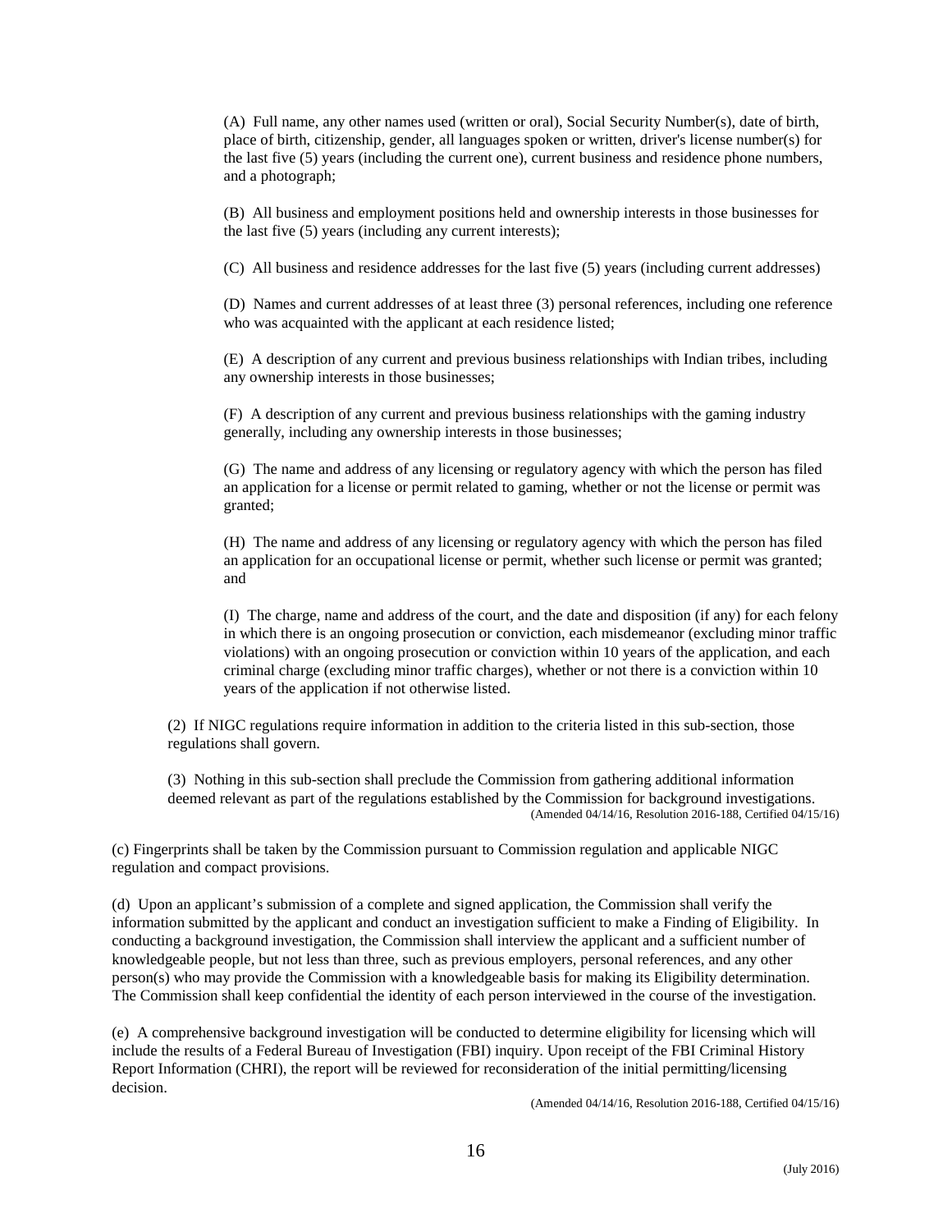(A) Full name, any other names used (written or oral), Social Security Number(s), date of birth, place of birth, citizenship, gender, all languages spoken or written, driver's license number(s) for the last five (5) years (including the current one), current business and residence phone numbers, and a photograph;

(B) All business and employment positions held and ownership interests in those businesses for the last five (5) years (including any current interests);

(C) All business and residence addresses for the last five (5) years (including current addresses)

(D) Names and current addresses of at least three (3) personal references, including one reference who was acquainted with the applicant at each residence listed;

(E) A description of any current and previous business relationships with Indian tribes, including any ownership interests in those businesses;

(F) A description of any current and previous business relationships with the gaming industry generally, including any ownership interests in those businesses;

(G) The name and address of any licensing or regulatory agency with which the person has filed an application for a license or permit related to gaming, whether or not the license or permit was granted;

(H) The name and address of any licensing or regulatory agency with which the person has filed an application for an occupational license or permit, whether such license or permit was granted; and

(I) The charge, name and address of the court, and the date and disposition (if any) for each felony in which there is an ongoing prosecution or conviction, each misdemeanor (excluding minor traffic violations) with an ongoing prosecution or conviction within 10 years of the application, and each criminal charge (excluding minor traffic charges), whether or not there is a conviction within 10 years of the application if not otherwise listed.

(2) If NIGC regulations require information in addition to the criteria listed in this sub-section, those regulations shall govern.

(3) Nothing in this sub-section shall preclude the Commission from gathering additional information deemed relevant as part of the regulations established by the Commission for background investigations.
(Amended 04/14/16, Resolution 2016-188, Certified 04/15/16)

(c) Fingerprints shall be taken by the Commission pursuant to Commission regulation and applicable NIGC regulation and compact provisions.

(d) Upon an applicant's submission of a complete and signed application, the Commission shall verify the information submitted by the applicant and conduct an investigation sufficient to make a Finding of Eligibility. In conducting a background investigation, the Commission shall interview the applicant and a sufficient number of knowledgeable people, but not less than three, such as previous employers, personal references, and any other person(s) who may provide the Commission with a knowledgeable basis for making its Eligibility determination. The Commission shall keep confidential the identity of each person interviewed in the course of the investigation.

(e) A comprehensive background investigation will be conducted to determine eligibility for licensing which will include the results of a Federal Bureau of Investigation (FBI) inquiry. Upon receipt of the FBI Criminal History Report Information (CHRI), the report will be reviewed for reconsideration of the initial permitting/licensing decision.
(Amended 04/14/16, Resolution 2016-188, Certified 04/15/16)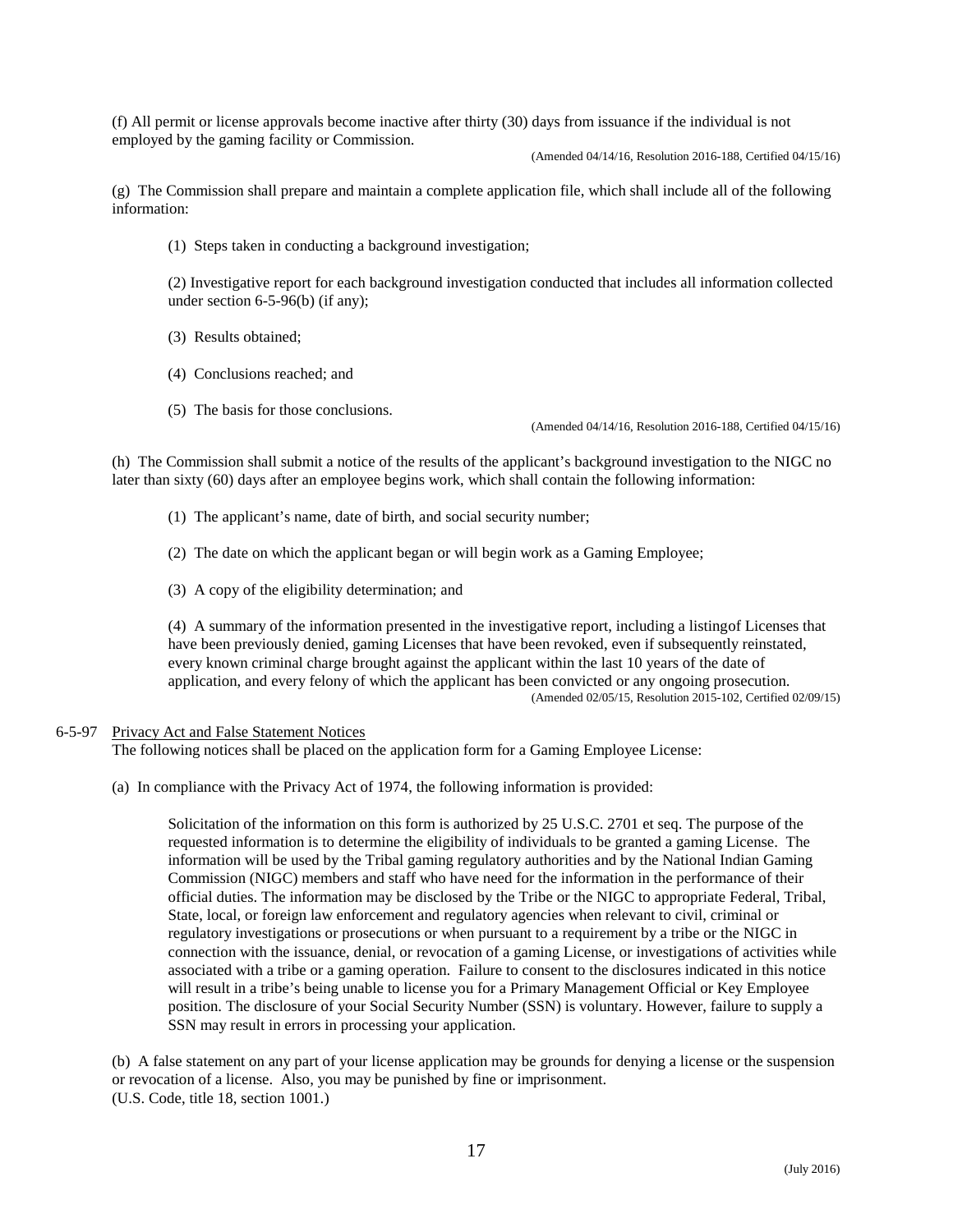(f) All permit or license approvals become inactive after thirty (30) days from issuance if the individual is not employed by the gaming facility or Commission.

(Amended 04/14/16, Resolution 2016-188, Certified 04/15/16)

(g) The Commission shall prepare and maintain a complete application file, which shall include all of the following information:

(1) Steps taken in conducting a background investigation;

(2) Investigative report for each background investigation conducted that includes all information collected under section 6-5-96(b) (if any);

(3) Results obtained;

(4) Conclusions reached; and

(5) The basis for those conclusions.

(Amended 04/14/16, Resolution 2016-188, Certified 04/15/16)

(h) The Commission shall submit a notice of the results of the applicant's background investigation to the NIGC no later than sixty (60) days after an employee begins work, which shall contain the following information:

(1) The applicant's name, date of birth, and social security number;

(2) The date on which the applicant began or will begin work as a Gaming Employee;

(3) A copy of the eligibility determination; and

(4) A summary of the information presented in the investigative report, including a listingof Licenses that have been previously denied, gaming Licenses that have been revoked, even if subsequently reinstated, every known criminal charge brought against the applicant within the last 10 years of the date of application, and every felony of which the applicant has been convicted or any ongoing prosecution.

(Amended 02/05/15, Resolution 2015-102, Certified 02/09/15)

6-5-97 Privacy Act and False Statement Notices

The following notices shall be placed on the application form for a Gaming Employee License:

(a) In compliance with the Privacy Act of 1974, the following information is provided:

> Solicitation of the information on this form is authorized by 25 U.S.C. 2701 et seq. The purpose of the requested information is to determine the eligibility of individuals to be granted a gaming License. The information will be used by the Tribal gaming regulatory authorities and by the National Indian Gaming Commission (NIGC) members and staff who have need for the information in the performance of their official duties. The information may be disclosed by the Tribe or the NIGC to appropriate Federal, Tribal, State, local, or foreign law enforcement and regulatory agencies when relevant to civil, criminal or regulatory investigations or prosecutions or when pursuant to a requirement by a tribe or the NIGC in connection with the issuance, denial, or revocation of a gaming License, or investigations of activities while associated with a tribe or a gaming operation. Failure to consent to the disclosures indicated in this notice will result in a tribe's being unable to license you for a Primary Management Official or Key Employee position. The disclosure of your Social Security Number (SSN) is voluntary. However, failure to supply a SSN may result in errors in processing your application.

(b) A false statement on any part of your license application may be grounds for denying a license or the suspension or revocation of a license. Also, you may be punished by fine or imprisonment.
(U.S. Code, title 18, section 1001.)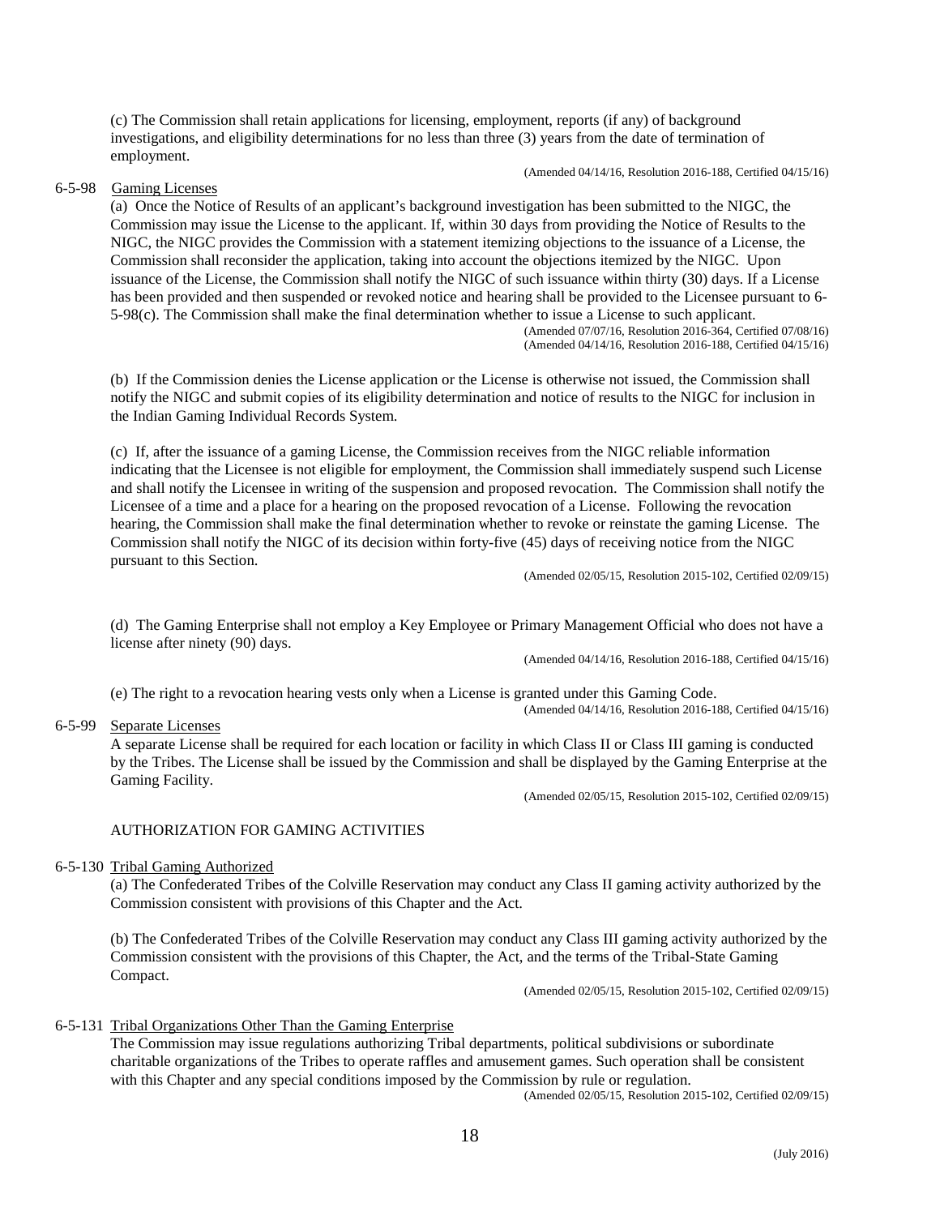(c) The Commission shall retain applications for licensing, employment, reports (if any) of background investigations, and eligibility determinations for no less than three (3) years from the date of termination of employment.

(Amended 04/14/16, Resolution 2016-188, Certified 04/15/16)

6-5-98 Gaming Licenses

(a) Once the Notice of Results of an applicant's background investigation has been submitted to the NIGC, the Commission may issue the License to the applicant. If, within 30 days from providing the Notice of Results to the NIGC, the NIGC provides the Commission with a statement itemizing objections to the issuance of a License, the Commission shall reconsider the application, taking into account the objections itemized by the NIGC. Upon issuance of the License, the Commission shall notify the NIGC of such issuance within thirty (30) days. If a License has been provided and then suspended or revoked notice and hearing shall be provided to the Licensee pursuant to 6-5-98(c). The Commission shall make the final determination whether to issue a License to such applicant.

(Amended 07/07/16, Resolution 2016-364, Certified 07/08/16)
(Amended 04/14/16, Resolution 2016-188, Certified 04/15/16)

(b) If the Commission denies the License application or the License is otherwise not issued, the Commission shall notify the NIGC and submit copies of its eligibility determination and notice of results to the NIGC for inclusion in the Indian Gaming Individual Records System.

(c) If, after the issuance of a gaming License, the Commission receives from the NIGC reliable information indicating that the Licensee is not eligible for employment, the Commission shall immediately suspend such License and shall notify the Licensee in writing of the suspension and proposed revocation. The Commission shall notify the Licensee of a time and a place for a hearing on the proposed revocation of a License. Following the revocation hearing, the Commission shall make the final determination whether to revoke or reinstate the gaming License. The Commission shall notify the NIGC of its decision within forty-five (45) days of receiving notice from the NIGC pursuant to this Section.

(Amended 02/05/15, Resolution 2015-102, Certified 02/09/15)

(d) The Gaming Enterprise shall not employ a Key Employee or Primary Management Official who does not have a license after ninety (90) days.

(Amended 04/14/16, Resolution 2016-188, Certified 04/15/16)

(e) The right to a revocation hearing vests only when a License is granted under this Gaming Code.

(Amended 04/14/16, Resolution 2016-188, Certified 04/15/16)

6-5-99 Separate Licenses

A separate License shall be required for each location or facility in which Class II or Class III gaming is conducted by the Tribes. The License shall be issued by the Commission and shall be displayed by the Gaming Enterprise at the Gaming Facility.

(Amended 02/05/15, Resolution 2015-102, Certified 02/09/15)

AUTHORIZATION FOR GAMING ACTIVITIES

6-5-130 Tribal Gaming Authorized

(a) The Confederated Tribes of the Colville Reservation may conduct any Class II gaming activity authorized by the Commission consistent with provisions of this Chapter and the Act.

(b) The Confederated Tribes of the Colville Reservation may conduct any Class III gaming activity authorized by the Commission consistent with the provisions of this Chapter, the Act, and the terms of the Tribal-State Gaming Compact.

(Amended 02/05/15, Resolution 2015-102, Certified 02/09/15)

6-5-131 Tribal Organizations Other Than the Gaming Enterprise

The Commission may issue regulations authorizing Tribal departments, political subdivisions or subordinate charitable organizations of the Tribes to operate raffles and amusement games. Such operation shall be consistent with this Chapter and any special conditions imposed by the Commission by rule or regulation.

(Amended 02/05/15, Resolution 2015-102, Certified 02/09/15)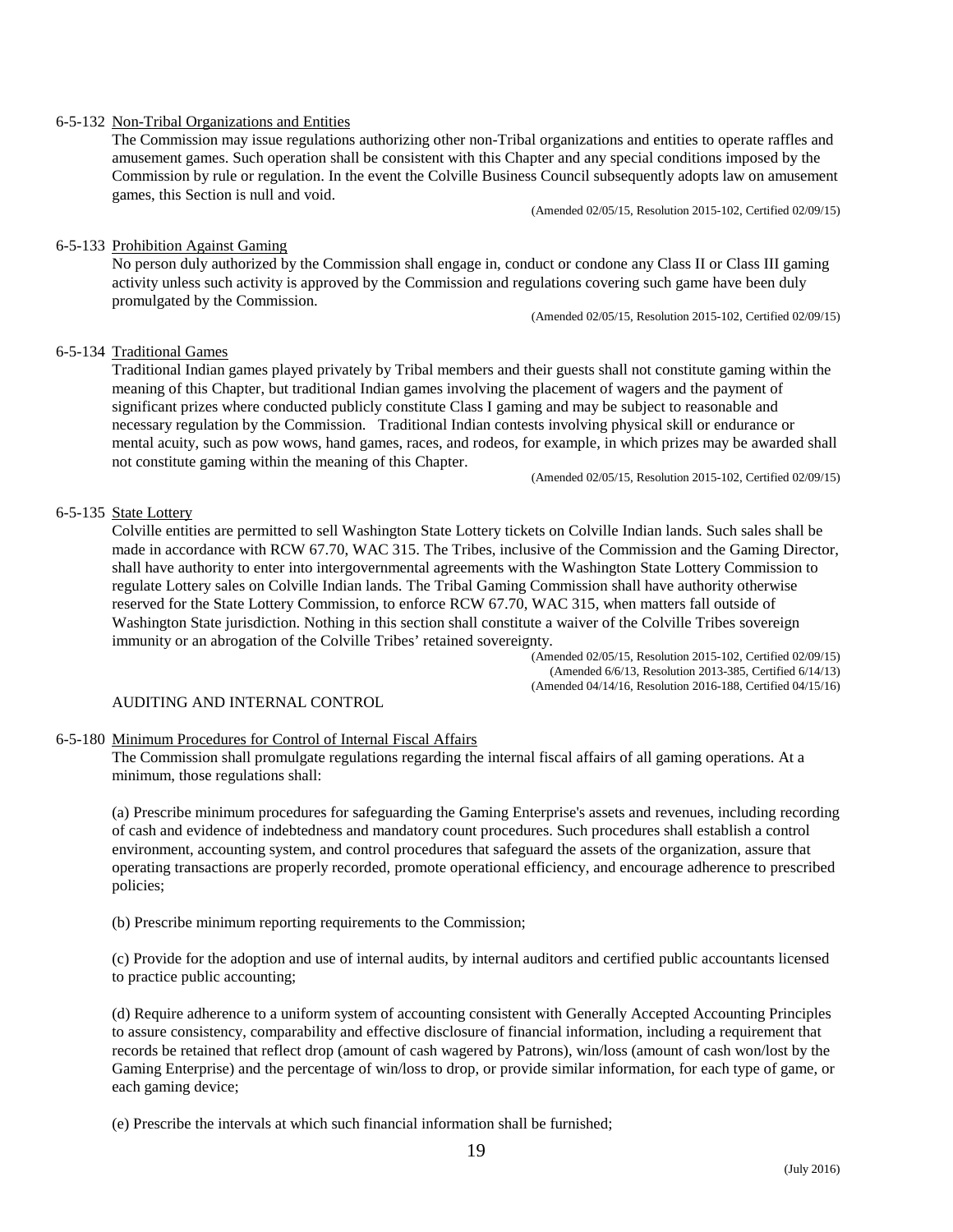6-5-132 Non-Tribal Organizations and Entities

The Commission may issue regulations authorizing other non-Tribal organizations and entities to operate raffles and amusement games. Such operation shall be consistent with this Chapter and any special conditions imposed by the Commission by rule or regulation. In the event the Colville Business Council subsequently adopts law on amusement games, this Section is null and void.

(Amended 02/05/15, Resolution 2015-102, Certified 02/09/15)

6-5-133 Prohibition Against Gaming

No person duly authorized by the Commission shall engage in, conduct or condone any Class II or Class III gaming activity unless such activity is approved by the Commission and regulations covering such game have been duly promulgated by the Commission.

(Amended 02/05/15, Resolution 2015-102, Certified 02/09/15)

6-5-134 Traditional Games

Traditional Indian games played privately by Tribal members and their guests shall not constitute gaming within the meaning of this Chapter, but traditional Indian games involving the placement of wagers and the payment of significant prizes where conducted publicly constitute Class I gaming and may be subject to reasonable and necessary regulation by the Commission. Traditional Indian contests involving physical skill or endurance or mental acuity, such as pow wows, hand games, races, and rodeos, for example, in which prizes may be awarded shall not constitute gaming within the meaning of this Chapter.

(Amended 02/05/15, Resolution 2015-102, Certified 02/09/15)

6-5-135 State Lottery

Colville entities are permitted to sell Washington State Lottery tickets on Colville Indian lands. Such sales shall be made in accordance with RCW 67.70, WAC 315. The Tribes, inclusive of the Commission and the Gaming Director, shall have authority to enter into intergovernmental agreements with the Washington State Lottery Commission to regulate Lottery sales on Colville Indian lands. The Tribal Gaming Commission shall have authority otherwise reserved for the State Lottery Commission, to enforce RCW 67.70, WAC 315, when matters fall outside of Washington State jurisdiction. Nothing in this section shall constitute a waiver of the Colville Tribes sovereign immunity or an abrogation of the Colville Tribes' retained sovereignty.

(Amended 02/05/15, Resolution 2015-102, Certified 02/09/15)
(Amended 6/6/13, Resolution 2013-385, Certified 6/14/13)
(Amended 04/14/16, Resolution 2016-188, Certified 04/15/16)

AUDITING AND INTERNAL CONTROL

6-5-180 Minimum Procedures for Control of Internal Fiscal Affairs

The Commission shall promulgate regulations regarding the internal fiscal affairs of all gaming operations. At a minimum, those regulations shall:

(a) Prescribe minimum procedures for safeguarding the Gaming Enterprise's assets and revenues, including recording of cash and evidence of indebtedness and mandatory count procedures. Such procedures shall establish a control environment, accounting system, and control procedures that safeguard the assets of the organization, assure that operating transactions are properly recorded, promote operational efficiency, and encourage adherence to prescribed policies;

(b) Prescribe minimum reporting requirements to the Commission;

(c) Provide for the adoption and use of internal audits, by internal auditors and certified public accountants licensed to practice public accounting;

(d) Require adherence to a uniform system of accounting consistent with Generally Accepted Accounting Principles to assure consistency, comparability and effective disclosure of financial information, including a requirement that records be retained that reflect drop (amount of cash wagered by Patrons), win/loss (amount of cash won/lost by the Gaming Enterprise) and the percentage of win/loss to drop, or provide similar information, for each type of game, or each gaming device;

(e) Prescribe the intervals at which such financial information shall be furnished;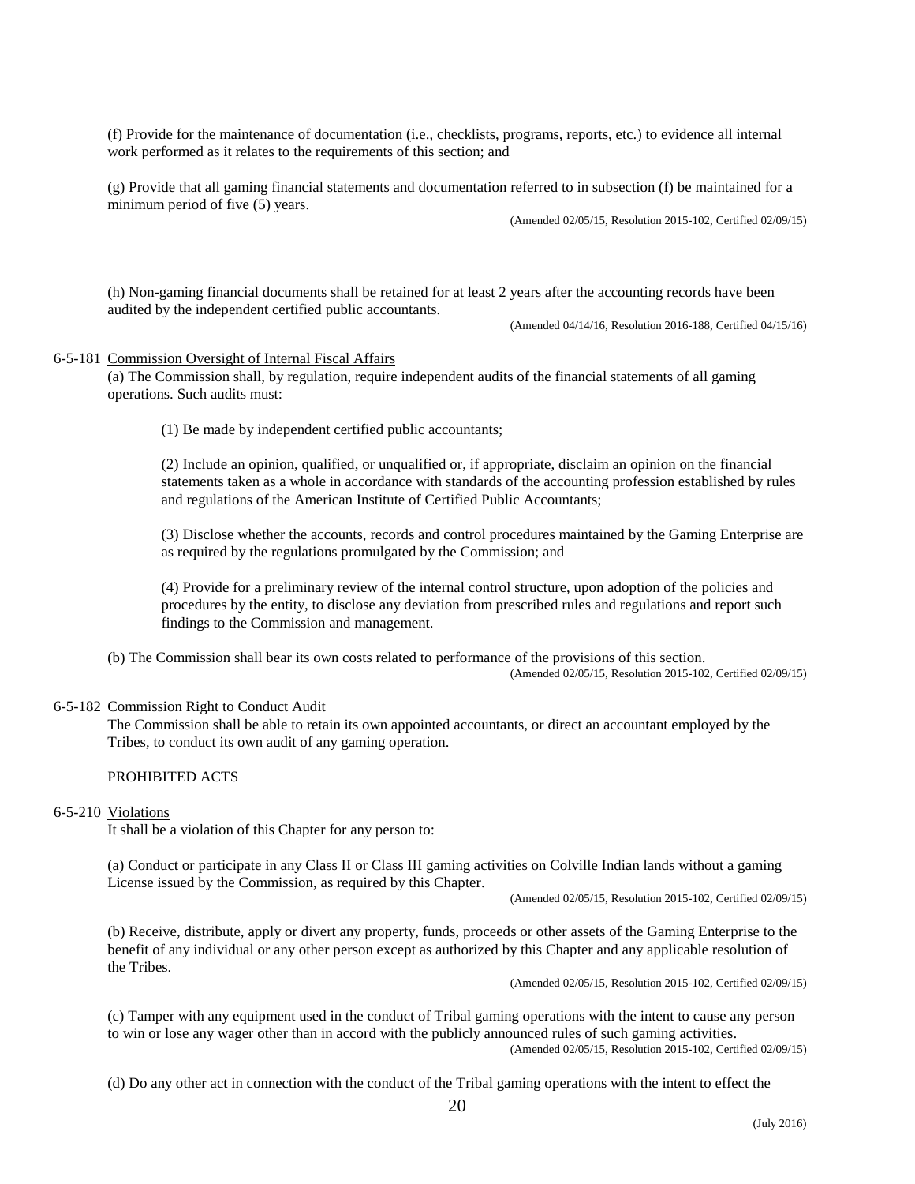(f) Provide for the maintenance of documentation (i.e., checklists, programs, reports, etc.) to evidence all internal work performed as it relates to the requirements of this section; and

(g) Provide that all gaming financial statements and documentation referred to in subsection (f) be maintained for a minimum period of five (5) years.

(Amended 02/05/15, Resolution 2015-102, Certified 02/09/15)

(h) Non-gaming financial documents shall be retained for at least 2 years after the accounting records have been audited by the independent certified public accountants.

(Amended 04/14/16, Resolution 2016-188, Certified 04/15/16)

6-5-181 Commission Oversight of Internal Fiscal Affairs

(a) The Commission shall, by regulation, require independent audits of the financial statements of all gaming operations. Such audits must:

(1) Be made by independent certified public accountants;

(2) Include an opinion, qualified, or unqualified or, if appropriate, disclaim an opinion on the financial statements taken as a whole in accordance with standards of the accounting profession established by rules and regulations of the American Institute of Certified Public Accountants;

(3) Disclose whether the accounts, records and control procedures maintained by the Gaming Enterprise are as required by the regulations promulgated by the Commission; and

(4) Provide for a preliminary review of the internal control structure, upon adoption of the policies and procedures by the entity, to disclose any deviation from prescribed rules and regulations and report such findings to the Commission and management.

(b) The Commission shall bear its own costs related to performance of the provisions of this section.

(Amended 02/05/15, Resolution 2015-102, Certified 02/09/15)

6-5-182 Commission Right to Conduct Audit

The Commission shall be able to retain its own appointed accountants, or direct an accountant employed by the Tribes, to conduct its own audit of any gaming operation.

PROHIBITED ACTS

6-5-210 Violations

It shall be a violation of this Chapter for any person to:

(a) Conduct or participate in any Class II or Class III gaming activities on Colville Indian lands without a gaming License issued by the Commission, as required by this Chapter.

(Amended 02/05/15, Resolution 2015-102, Certified 02/09/15)

(b) Receive, distribute, apply or divert any property, funds, proceeds or other assets of the Gaming Enterprise to the benefit of any individual or any other person except as authorized by this Chapter and any applicable resolution of the Tribes.

(Amended 02/05/15, Resolution 2015-102, Certified 02/09/15)

(c) Tamper with any equipment used in the conduct of Tribal gaming operations with the intent to cause any person to win or lose any wager other than in accord with the publicly announced rules of such gaming activities.

(Amended 02/05/15, Resolution 2015-102, Certified 02/09/15)

(d) Do any other act in connection with the conduct of the Tribal gaming operations with the intent to effect the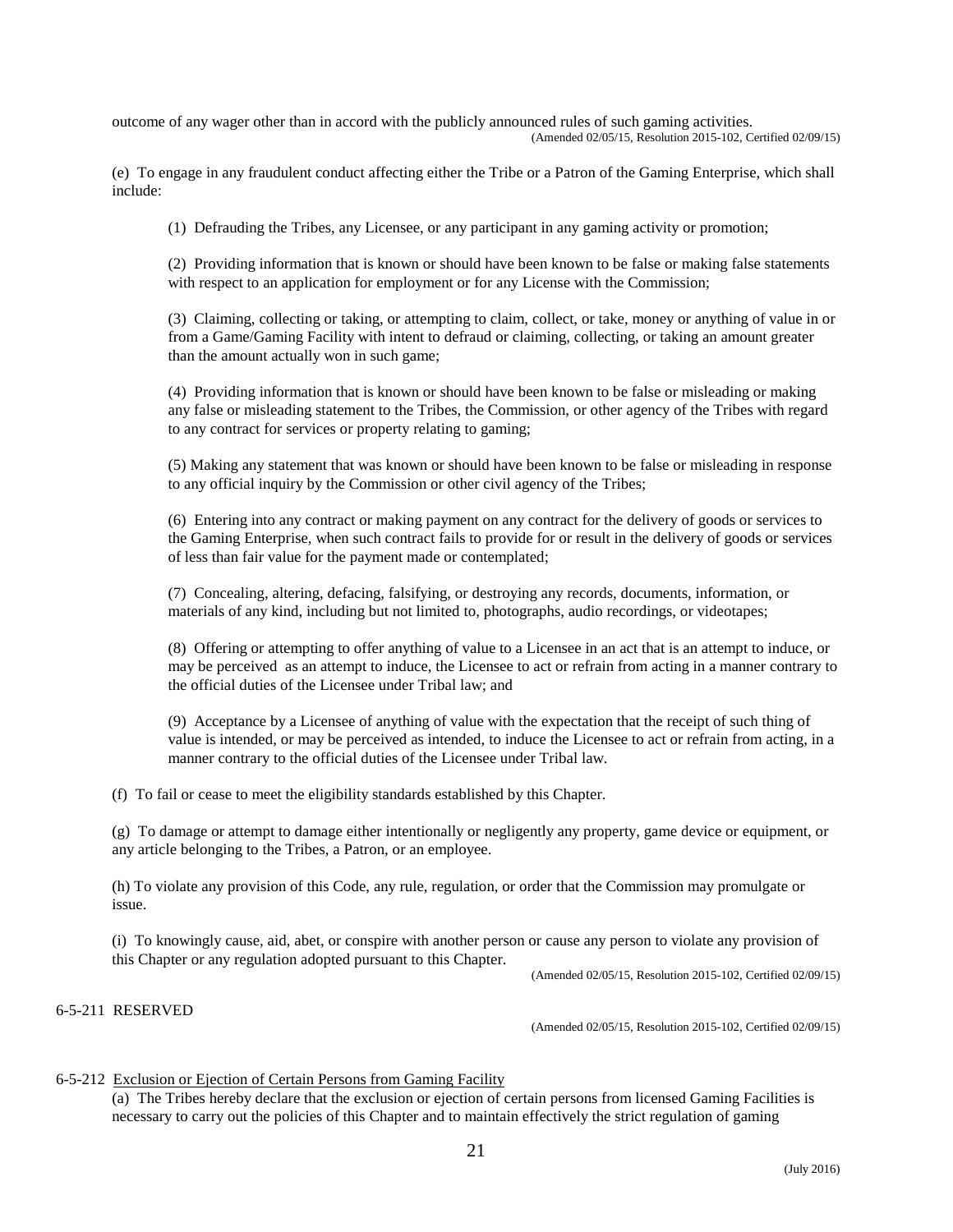outcome of any wager other than in accord with the publicly announced rules of such gaming activities.
(Amended 02/05/15, Resolution 2015-102, Certified 02/09/15)

(e) To engage in any fraudulent conduct affecting either the Tribe or a Patron of the Gaming Enterprise, which shall include:

(1) Defrauding the Tribes, any Licensee, or any participant in any gaming activity or promotion;

(2) Providing information that is known or should have been known to be false or making false statements with respect to an application for employment or for any License with the Commission;

(3) Claiming, collecting or taking, or attempting to claim, collect, or take, money or anything of value in or from a Game/Gaming Facility with intent to defraud or claiming, collecting, or taking an amount greater than the amount actually won in such game;

(4) Providing information that is known or should have been known to be false or misleading or making any false or misleading statement to the Tribes, the Commission, or other agency of the Tribes with regard to any contract for services or property relating to gaming;

(5) Making any statement that was known or should have been known to be false or misleading in response to any official inquiry by the Commission or other civil agency of the Tribes;

(6) Entering into any contract or making payment on any contract for the delivery of goods or services to the Gaming Enterprise, when such contract fails to provide for or result in the delivery of goods or services of less than fair value for the payment made or contemplated;

(7) Concealing, altering, defacing, falsifying, or destroying any records, documents, information, or materials of any kind, including but not limited to, photographs, audio recordings, or videotapes;

(8) Offering or attempting to offer anything of value to a Licensee in an act that is an attempt to induce, or may be perceived as an attempt to induce, the Licensee to act or refrain from acting in a manner contrary to the official duties of the Licensee under Tribal law; and

(9) Acceptance by a Licensee of anything of value with the expectation that the receipt of such thing of value is intended, or may be perceived as intended, to induce the Licensee to act or refrain from acting, in a manner contrary to the official duties of the Licensee under Tribal law.

(f) To fail or cease to meet the eligibility standards established by this Chapter.

(g) To damage or attempt to damage either intentionally or negligently any property, game device or equipment, or any article belonging to the Tribes, a Patron, or an employee.

(h) To violate any provision of this Code, any rule, regulation, or order that the Commission may promulgate or issue.

(i) To knowingly cause, aid, abet, or conspire with another person or cause any person to violate any provision of this Chapter or any regulation adopted pursuant to this Chapter.
(Amended 02/05/15, Resolution 2015-102, Certified 02/09/15)

6-5-211 RESERVED
(Amended 02/05/15, Resolution 2015-102, Certified 02/09/15)

6-5-212 Exclusion or Ejection of Certain Persons from Gaming Facility

(a) The Tribes hereby declare that the exclusion or ejection of certain persons from licensed Gaming Facilities is necessary to carry out the policies of this Chapter and to maintain effectively the strict regulation of gaming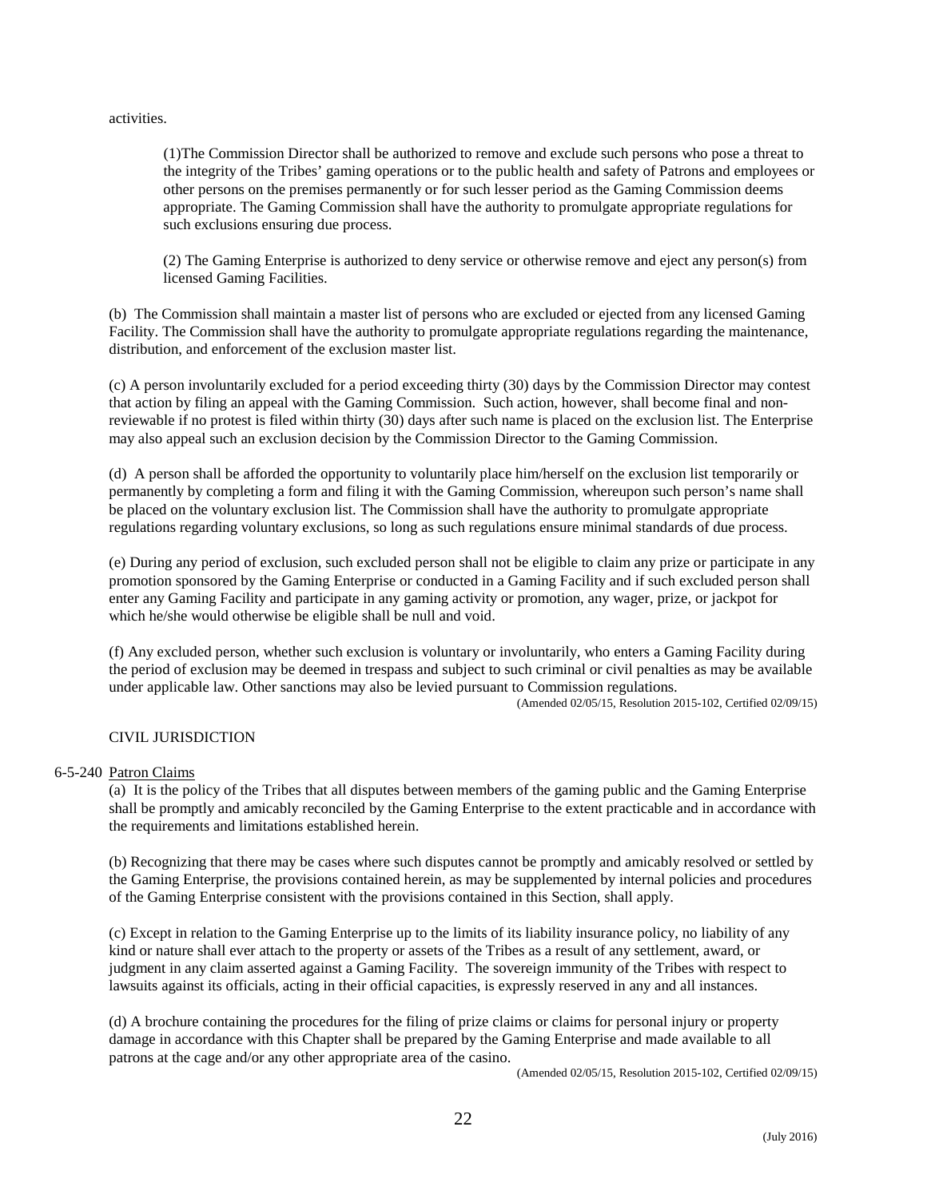activities.

(1)The Commission Director shall be authorized to remove and exclude such persons who pose a threat to the integrity of the Tribes' gaming operations or to the public health and safety of Patrons and employees or other persons on the premises permanently or for such lesser period as the Gaming Commission deems appropriate. The Gaming Commission shall have the authority to promulgate appropriate regulations for such exclusions ensuring due process.

(2) The Gaming Enterprise is authorized to deny service or otherwise remove and eject any person(s) from licensed Gaming Facilities.

(b) The Commission shall maintain a master list of persons who are excluded or ejected from any licensed Gaming Facility. The Commission shall have the authority to promulgate appropriate regulations regarding the maintenance, distribution, and enforcement of the exclusion master list.

(c) A person involuntarily excluded for a period exceeding thirty (30) days by the Commission Director may contest that action by filing an appeal with the Gaming Commission. Such action, however, shall become final and non-reviewable if no protest is filed within thirty (30) days after such name is placed on the exclusion list. The Enterprise may also appeal such an exclusion decision by the Commission Director to the Gaming Commission.

(d) A person shall be afforded the opportunity to voluntarily place him/herself on the exclusion list temporarily or permanently by completing a form and filing it with the Gaming Commission, whereupon such person's name shall be placed on the voluntary exclusion list. The Commission shall have the authority to promulgate appropriate regulations regarding voluntary exclusions, so long as such regulations ensure minimal standards of due process.

(e) During any period of exclusion, such excluded person shall not be eligible to claim any prize or participate in any promotion sponsored by the Gaming Enterprise or conducted in a Gaming Facility and if such excluded person shall enter any Gaming Facility and participate in any gaming activity or promotion, any wager, prize, or jackpot for which he/she would otherwise be eligible shall be null and void.

(f) Any excluded person, whether such exclusion is voluntary or involuntarily, who enters a Gaming Facility during the period of exclusion may be deemed in trespass and subject to such criminal or civil penalties as may be available under applicable law. Other sanctions may also be levied pursuant to Commission regulations.

(Amended 02/05/15, Resolution 2015-102, Certified 02/09/15)

## CIVIL JURISDICTION

### 6-5-240 Patron Claims

(a) It is the policy of the Tribes that all disputes between members of the gaming public and the Gaming Enterprise shall be promptly and amicably reconciled by the Gaming Enterprise to the extent practicable and in accordance with the requirements and limitations established herein.

(b) Recognizing that there may be cases where such disputes cannot be promptly and amicably resolved or settled by the Gaming Enterprise, the provisions contained herein, as may be supplemented by internal policies and procedures of the Gaming Enterprise consistent with the provisions contained in this Section, shall apply.

(c) Except in relation to the Gaming Enterprise up to the limits of its liability insurance policy, no liability of any kind or nature shall ever attach to the property or assets of the Tribes as a result of any settlement, award, or judgment in any claim asserted against a Gaming Facility. The sovereign immunity of the Tribes with respect to lawsuits against its officials, acting in their official capacities, is expressly reserved in any and all instances.

(d) A brochure containing the procedures for the filing of prize claims or claims for personal injury or property damage in accordance with this Chapter shall be prepared by the Gaming Enterprise and made available to all patrons at the cage and/or any other appropriate area of the casino.

(Amended 02/05/15, Resolution 2015-102, Certified 02/09/15)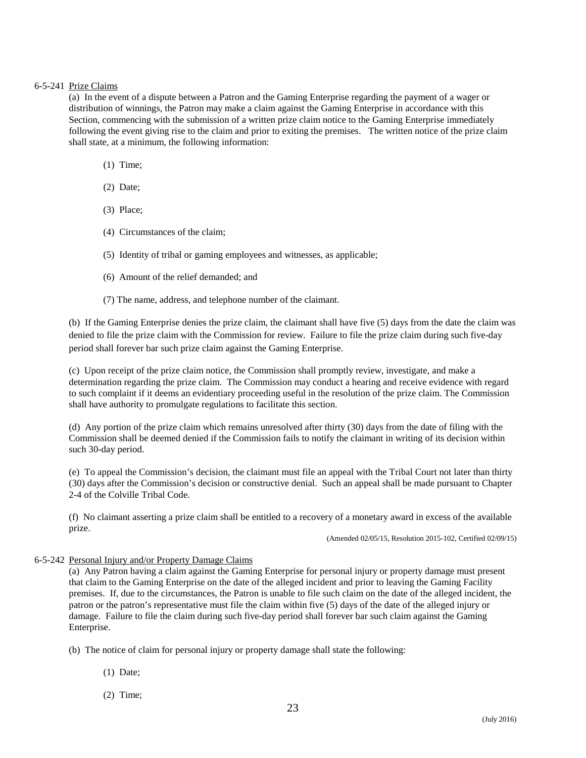6-5-241 Prize Claims

(a) In the event of a dispute between a Patron and the Gaming Enterprise regarding the payment of a wager or distribution of winnings, the Patron may make a claim against the Gaming Enterprise in accordance with this Section, commencing with the submission of a written prize claim notice to the Gaming Enterprise immediately following the event giving rise to the claim and prior to exiting the premises. The written notice of the prize claim shall state, at a minimum, the following information:

(1) Time;

(2) Date;

(3) Place;

(4) Circumstances of the claim;

(5) Identity of tribal or gaming employees and witnesses, as applicable;

(6) Amount of the relief demanded; and

(7) The name, address, and telephone number of the claimant.

(b) If the Gaming Enterprise denies the prize claim, the claimant shall have five (5) days from the date the claim was denied to file the prize claim with the Commission for review. Failure to file the prize claim during such five-day period shall forever bar such prize claim against the Gaming Enterprise.

(c) Upon receipt of the prize claim notice, the Commission shall promptly review, investigate, and make a determination regarding the prize claim. The Commission may conduct a hearing and receive evidence with regard to such complaint if it deems an evidentiary proceeding useful in the resolution of the prize claim. The Commission shall have authority to promulgate regulations to facilitate this section.

(d) Any portion of the prize claim which remains unresolved after thirty (30) days from the date of filing with the Commission shall be deemed denied if the Commission fails to notify the claimant in writing of its decision within such 30-day period.

(e) To appeal the Commission's decision, the claimant must file an appeal with the Tribal Court not later than thirty (30) days after the Commission's decision or constructive denial. Such an appeal shall be made pursuant to Chapter 2-4 of the Colville Tribal Code.

(f) No claimant asserting a prize claim shall be entitled to a recovery of a monetary award in excess of the available prize.

(Amended 02/05/15, Resolution 2015-102, Certified 02/09/15)

6-5-242 Personal Injury and/or Property Damage Claims

(a) Any Patron having a claim against the Gaming Enterprise for personal injury or property damage must present that claim to the Gaming Enterprise on the date of the alleged incident and prior to leaving the Gaming Facility premises. If, due to the circumstances, the Patron is unable to file such claim on the date of the alleged incident, the patron or the patron's representative must file the claim within five (5) days of the date of the alleged injury or damage. Failure to file the claim during such five-day period shall forever bar such claim against the Gaming Enterprise.

(b) The notice of claim for personal injury or property damage shall state the following:

(1) Date;

(2) Time;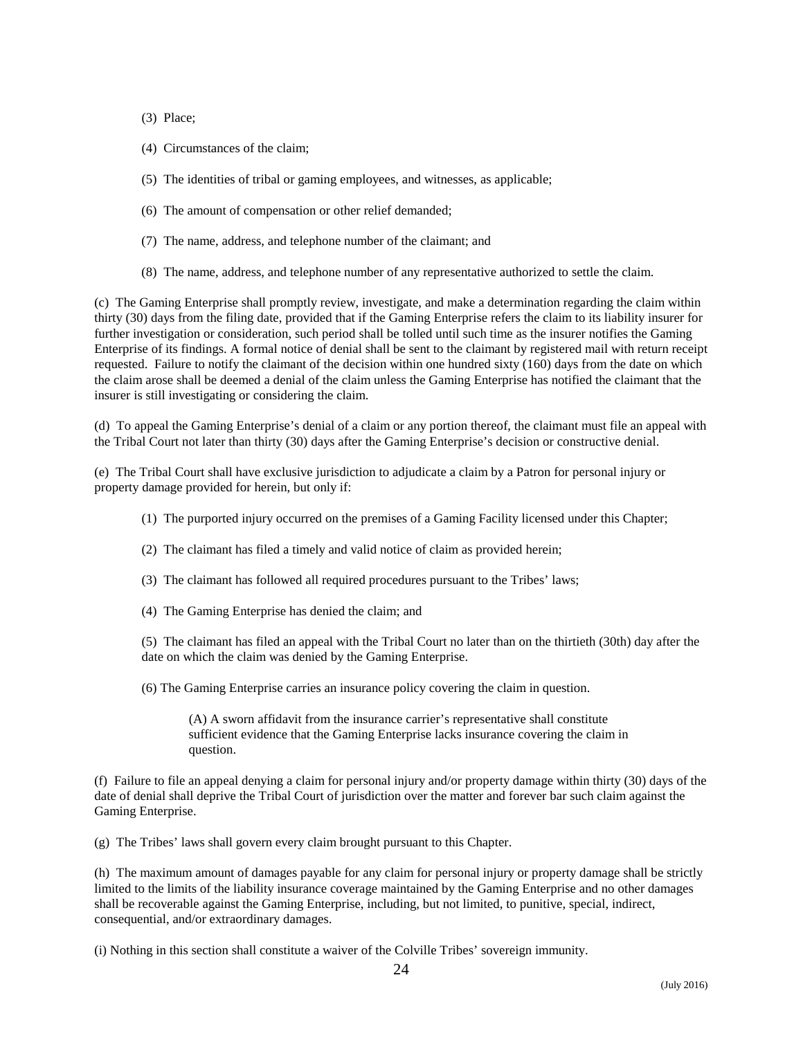(3) Place;

(4) Circumstances of the claim;

(5) The identities of tribal or gaming employees, and witnesses, as applicable;

(6) The amount of compensation or other relief demanded;

(7) The name, address, and telephone number of the claimant; and

(8) The name, address, and telephone number of any representative authorized to settle the claim.

(c) The Gaming Enterprise shall promptly review, investigate, and make a determination regarding the claim within thirty (30) days from the filing date, provided that if the Gaming Enterprise refers the claim to its liability insurer for further investigation or consideration, such period shall be tolled until such time as the insurer notifies the Gaming Enterprise of its findings. A formal notice of denial shall be sent to the claimant by registered mail with return receipt requested. Failure to notify the claimant of the decision within one hundred sixty (160) days from the date on which the claim arose shall be deemed a denial of the claim unless the Gaming Enterprise has notified the claimant that the insurer is still investigating or considering the claim.

(d) To appeal the Gaming Enterprise's denial of a claim or any portion thereof, the claimant must file an appeal with the Tribal Court not later than thirty (30) days after the Gaming Enterprise's decision or constructive denial.

(e) The Tribal Court shall have exclusive jurisdiction to adjudicate a claim by a Patron for personal injury or property damage provided for herein, but only if:

(1) The purported injury occurred on the premises of a Gaming Facility licensed under this Chapter;

(2) The claimant has filed a timely and valid notice of claim as provided herein;

(3) The claimant has followed all required procedures pursuant to the Tribes' laws;

(4) The Gaming Enterprise has denied the claim; and

(5) The claimant has filed an appeal with the Tribal Court no later than on the thirtieth (30th) day after the date on which the claim was denied by the Gaming Enterprise.

(6) The Gaming Enterprise carries an insurance policy covering the claim in question.

(A) A sworn affidavit from the insurance carrier's representative shall constitute sufficient evidence that the Gaming Enterprise lacks insurance covering the claim in question.

(f) Failure to file an appeal denying a claim for personal injury and/or property damage within thirty (30) days of the date of denial shall deprive the Tribal Court of jurisdiction over the matter and forever bar such claim against the Gaming Enterprise.

(g) The Tribes' laws shall govern every claim brought pursuant to this Chapter.

(h) The maximum amount of damages payable for any claim for personal injury or property damage shall be strictly limited to the limits of the liability insurance coverage maintained by the Gaming Enterprise and no other damages shall be recoverable against the Gaming Enterprise, including, but not limited, to punitive, special, indirect, consequential, and/or extraordinary damages.

(i) Nothing in this section shall constitute a waiver of the Colville Tribes' sovereign immunity.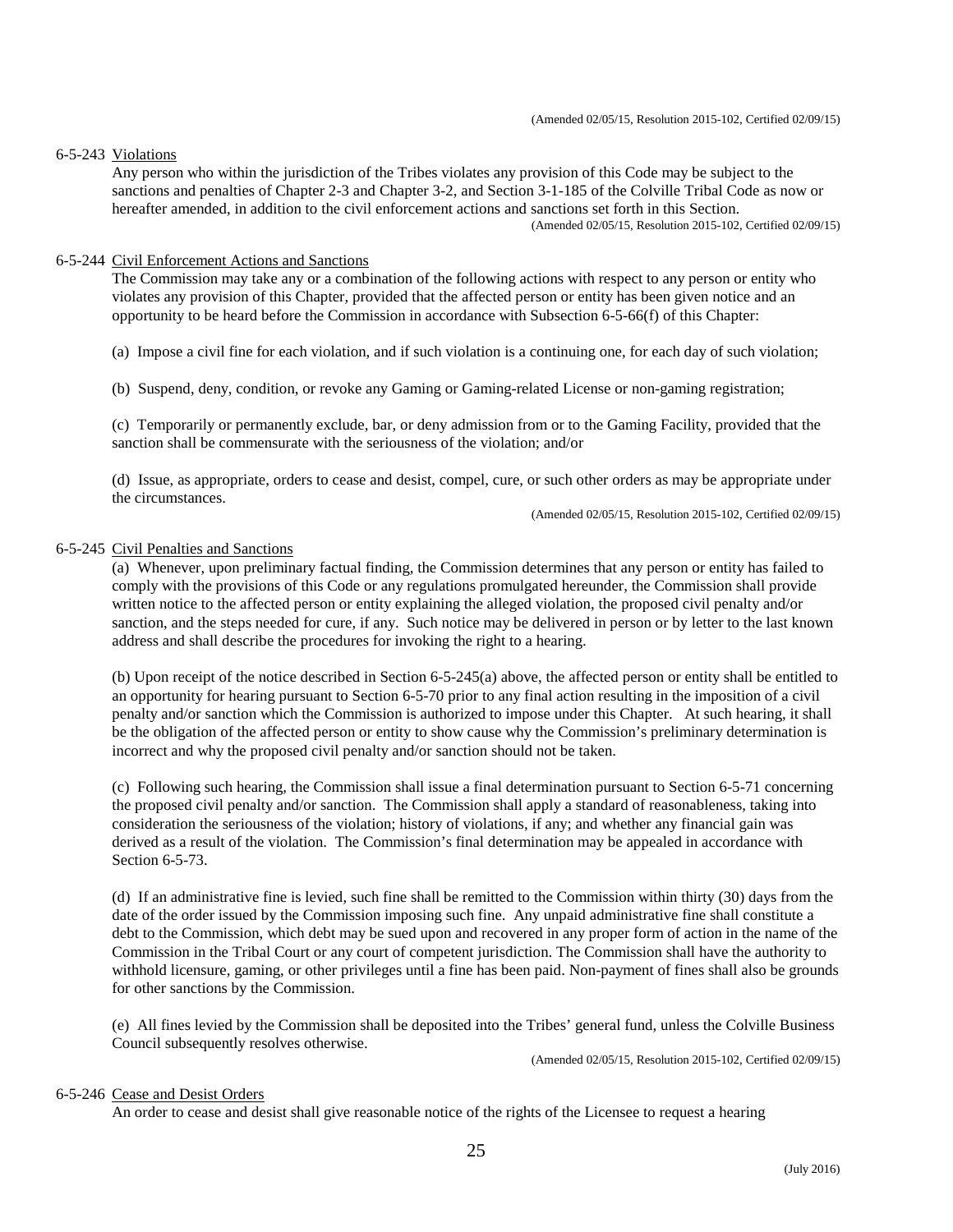(Amended 02/05/15, Resolution 2015-102, Certified 02/09/15)

6-5-243 Violations

Any person who within the jurisdiction of the Tribes violates any provision of this Code may be subject to the sanctions and penalties of Chapter 2-3 and Chapter 3-2, and Section 3-1-185 of the Colville Tribal Code as now or hereafter amended, in addition to the civil enforcement actions and sanctions set forth in this Section.

(Amended 02/05/15, Resolution 2015-102, Certified 02/09/15)

6-5-244 Civil Enforcement Actions and Sanctions

The Commission may take any or a combination of the following actions with respect to any person or entity who violates any provision of this Chapter, provided that the affected person or entity has been given notice and an opportunity to be heard before the Commission in accordance with Subsection 6-5-66(f) of this Chapter:

(a) Impose a civil fine for each violation, and if such violation is a continuing one, for each day of such violation;

(b) Suspend, deny, condition, or revoke any Gaming or Gaming-related License or non-gaming registration;

(c) Temporarily or permanently exclude, bar, or deny admission from or to the Gaming Facility, provided that the sanction shall be commensurate with the seriousness of the violation; and/or

(d) Issue, as appropriate, orders to cease and desist, compel, cure, or such other orders as may be appropriate under the circumstances.

(Amended 02/05/15, Resolution 2015-102, Certified 02/09/15)

6-5-245 Civil Penalties and Sanctions

(a) Whenever, upon preliminary factual finding, the Commission determines that any person or entity has failed to comply with the provisions of this Code or any regulations promulgated hereunder, the Commission shall provide written notice to the affected person or entity explaining the alleged violation, the proposed civil penalty and/or sanction, and the steps needed for cure, if any. Such notice may be delivered in person or by letter to the last known address and shall describe the procedures for invoking the right to a hearing.

(b) Upon receipt of the notice described in Section 6-5-245(a) above, the affected person or entity shall be entitled to an opportunity for hearing pursuant to Section 6-5-70 prior to any final action resulting in the imposition of a civil penalty and/or sanction which the Commission is authorized to impose under this Chapter. At such hearing, it shall be the obligation of the affected person or entity to show cause why the Commission's preliminary determination is incorrect and why the proposed civil penalty and/or sanction should not be taken.

(c) Following such hearing, the Commission shall issue a final determination pursuant to Section 6-5-71 concerning the proposed civil penalty and/or sanction. The Commission shall apply a standard of reasonableness, taking into consideration the seriousness of the violation; history of violations, if any; and whether any financial gain was derived as a result of the violation. The Commission's final determination may be appealed in accordance with Section 6-5-73.

(d) If an administrative fine is levied, such fine shall be remitted to the Commission within thirty (30) days from the date of the order issued by the Commission imposing such fine. Any unpaid administrative fine shall constitute a debt to the Commission, which debt may be sued upon and recovered in any proper form of action in the name of the Commission in the Tribal Court or any court of competent jurisdiction. The Commission shall have the authority to withhold licensure, gaming, or other privileges until a fine has been paid. Non-payment of fines shall also be grounds for other sanctions by the Commission.

(e) All fines levied by the Commission shall be deposited into the Tribes' general fund, unless the Colville Business Council subsequently resolves otherwise.

(Amended 02/05/15, Resolution 2015-102, Certified 02/09/15)

6-5-246 Cease and Desist Orders

An order to cease and desist shall give reasonable notice of the rights of the Licensee to request a hearing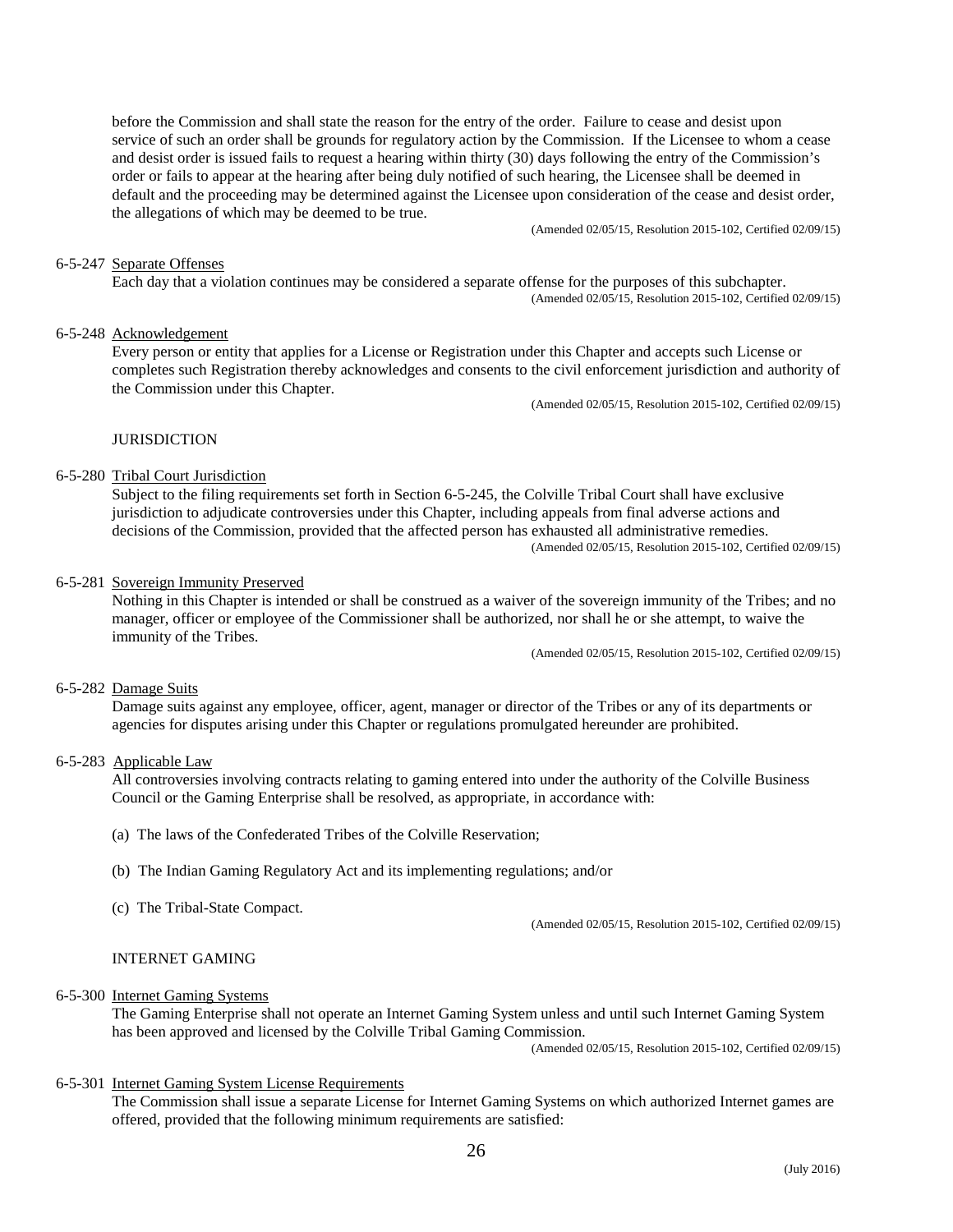before the Commission and shall state the reason for the entry of the order. Failure to cease and desist upon service of such an order shall be grounds for regulatory action by the Commission. If the Licensee to whom a cease and desist order is issued fails to request a hearing within thirty (30) days following the entry of the Commission's order or fails to appear at the hearing after being duly notified of such hearing, the Licensee shall be deemed in default and the proceeding may be determined against the Licensee upon consideration of the cease and desist order, the allegations of which may be deemed to be true.

(Amended 02/05/15, Resolution 2015-102, Certified 02/09/15)

6-5-247 Separate Offenses

Each day that a violation continues may be considered a separate offense for the purposes of this subchapter.

(Amended 02/05/15, Resolution 2015-102, Certified 02/09/15)

6-5-248 Acknowledgement

Every person or entity that applies for a License or Registration under this Chapter and accepts such License or completes such Registration thereby acknowledges and consents to the civil enforcement jurisdiction and authority of the Commission under this Chapter.

(Amended 02/05/15, Resolution 2015-102, Certified 02/09/15)

JURISDICTION

6-5-280 Tribal Court Jurisdiction

Subject to the filing requirements set forth in Section 6-5-245, the Colville Tribal Court shall have exclusive jurisdiction to adjudicate controversies under this Chapter, including appeals from final adverse actions and decisions of the Commission, provided that the affected person has exhausted all administrative remedies.

(Amended 02/05/15, Resolution 2015-102, Certified 02/09/15)

6-5-281 Sovereign Immunity Preserved

Nothing in this Chapter is intended or shall be construed as a waiver of the sovereign immunity of the Tribes; and no manager, officer or employee of the Commissioner shall be authorized, nor shall he or she attempt, to waive the immunity of the Tribes.

(Amended 02/05/15, Resolution 2015-102, Certified 02/09/15)

6-5-282 Damage Suits

Damage suits against any employee, officer, agent, manager or director of the Tribes or any of its departments or agencies for disputes arising under this Chapter or regulations promulgated hereunder are prohibited.

6-5-283 Applicable Law

All controversies involving contracts relating to gaming entered into under the authority of the Colville Business Council or the Gaming Enterprise shall be resolved, as appropriate, in accordance with:

(a) The laws of the Confederated Tribes of the Colville Reservation;

(b) The Indian Gaming Regulatory Act and its implementing regulations; and/or

(c) The Tribal-State Compact.

(Amended 02/05/15, Resolution 2015-102, Certified 02/09/15)

INTERNET GAMING

6-5-300 Internet Gaming Systems

The Gaming Enterprise shall not operate an Internet Gaming System unless and until such Internet Gaming System has been approved and licensed by the Colville Tribal Gaming Commission.

(Amended 02/05/15, Resolution 2015-102, Certified 02/09/15)

6-5-301 Internet Gaming System License Requirements

The Commission shall issue a separate License for Internet Gaming Systems on which authorized Internet games are offered, provided that the following minimum requirements are satisfied: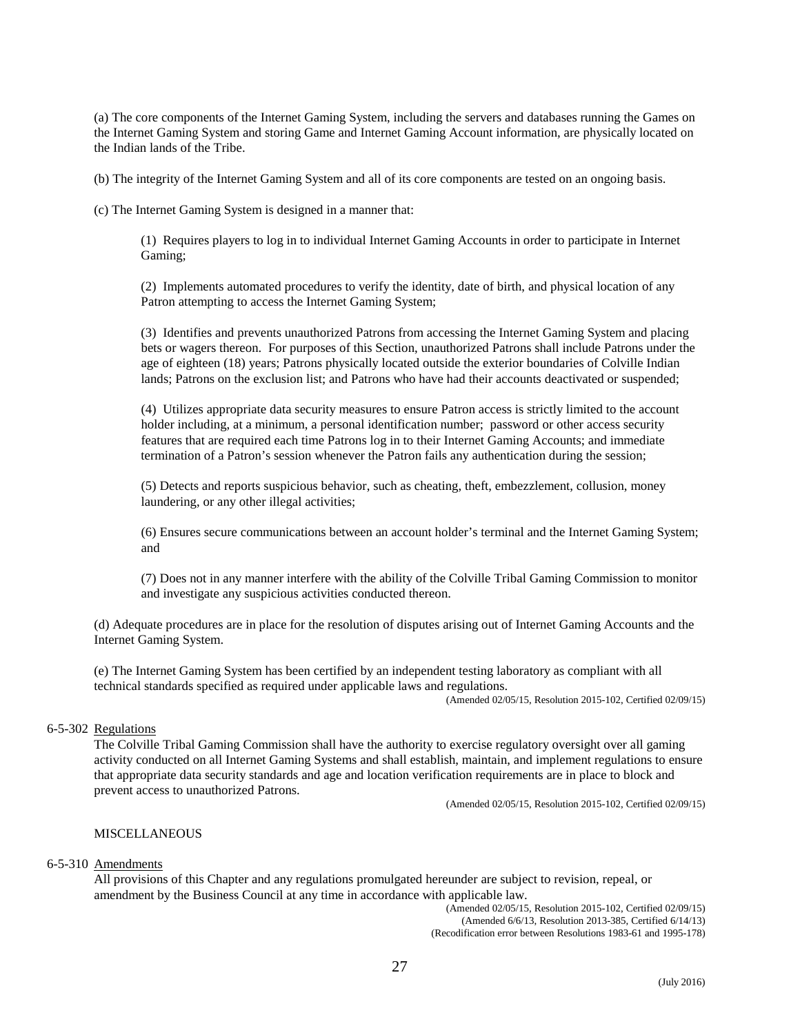(a) The core components of the Internet Gaming System, including the servers and databases running the Games on the Internet Gaming System and storing Game and Internet Gaming Account information, are physically located on the Indian lands of the Tribe.

(b) The integrity of the Internet Gaming System and all of its core components are tested on an ongoing basis.

(c) The Internet Gaming System is designed in a manner that:

> (1) Requires players to log in to individual Internet Gaming Accounts in order to participate in Internet Gaming;
>
> (2) Implements automated procedures to verify the identity, date of birth, and physical location of any Patron attempting to access the Internet Gaming System;
>
> (3) Identifies and prevents unauthorized Patrons from accessing the Internet Gaming System and placing bets or wagers thereon. For purposes of this Section, unauthorized Patrons shall include Patrons under the age of eighteen (18) years; Patrons physically located outside the exterior boundaries of Colville Indian lands; Patrons on the exclusion list; and Patrons who have had their accounts deactivated or suspended;
>
> (4) Utilizes appropriate data security measures to ensure Patron access is strictly limited to the account holder including, at a minimum, a personal identification number; password or other access security features that are required each time Patrons log in to their Internet Gaming Accounts; and immediate termination of a Patron's session whenever the Patron fails any authentication during the session;
>
> (5) Detects and reports suspicious behavior, such as cheating, theft, embezzlement, collusion, money laundering, or any other illegal activities;
>
> (6) Ensures secure communications between an account holder's terminal and the Internet Gaming System; and
>
> (7) Does not in any manner interfere with the ability of the Colville Tribal Gaming Commission to monitor and investigate any suspicious activities conducted thereon.

(d) Adequate procedures are in place for the resolution of disputes arising out of Internet Gaming Accounts and the Internet Gaming System.

(e) The Internet Gaming System has been certified by an independent testing laboratory as compliant with all technical standards specified as required under applicable laws and regulations.

(Amended 02/05/15, Resolution 2015-102, Certified 02/09/15)

6-5-302 Regulations

The Colville Tribal Gaming Commission shall have the authority to exercise regulatory oversight over all gaming activity conducted on all Internet Gaming Systems and shall establish, maintain, and implement regulations to ensure that appropriate data security standards and age and location verification requirements are in place to block and prevent access to unauthorized Patrons.

(Amended 02/05/15, Resolution 2015-102, Certified 02/09/15)

MISCELLANEOUS

6-5-310 Amendments

All provisions of this Chapter and any regulations promulgated hereunder are subject to revision, repeal, or amendment by the Business Council at any time in accordance with applicable law.

(Amended 02/05/15, Resolution 2015-102, Certified 02/09/15)
(Amended 6/6/13, Resolution 2013-385, Certified 6/14/13)
(Recodification error between Resolutions 1983-61 and 1995-178)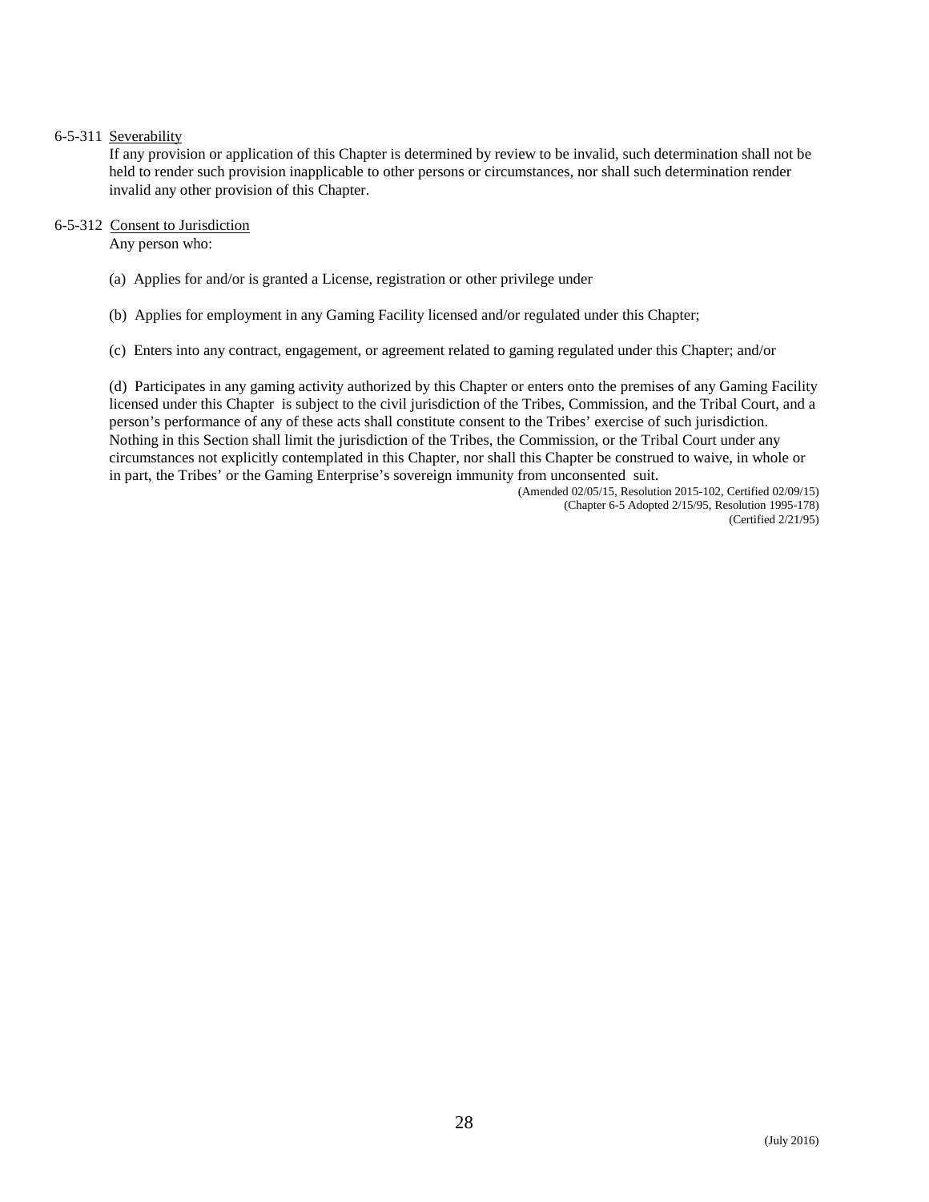6-5-311 Severability

If any provision or application of this Chapter is determined by review to be invalid, such determination shall not be held to render such provision inapplicable to other persons or circumstances, nor shall such determination render invalid any other provision of this Chapter.

6-5-312 Consent to Jurisdiction

Any person who:

(a) Applies for and/or is granted a License, registration or other privilege under

(b) Applies for employment in any Gaming Facility licensed and/or regulated under this Chapter;

(c) Enters into any contract, engagement, or agreement related to gaming regulated under this Chapter; and/or

(d) Participates in any gaming activity authorized by this Chapter or enters onto the premises of any Gaming Facility licensed under this Chapter is subject to the civil jurisdiction of the Tribes, Commission, and the Tribal Court, and a person's performance of any of these acts shall constitute consent to the Tribes' exercise of such jurisdiction. Nothing in this Section shall limit the jurisdiction of the Tribes, the Commission, or the Tribal Court under any circumstances not explicitly contemplated in this Chapter, nor shall this Chapter be construed to waive, in whole or in part, the Tribes' or the Gaming Enterprise's sovereign immunity from unconsented suit.

(Amended 02/05/15, Resolution 2015-102, Certified 02/09/15)
(Chapter 6-5 Adopted 2/15/95, Resolution 1995-178)
(Certified 2/21/95)